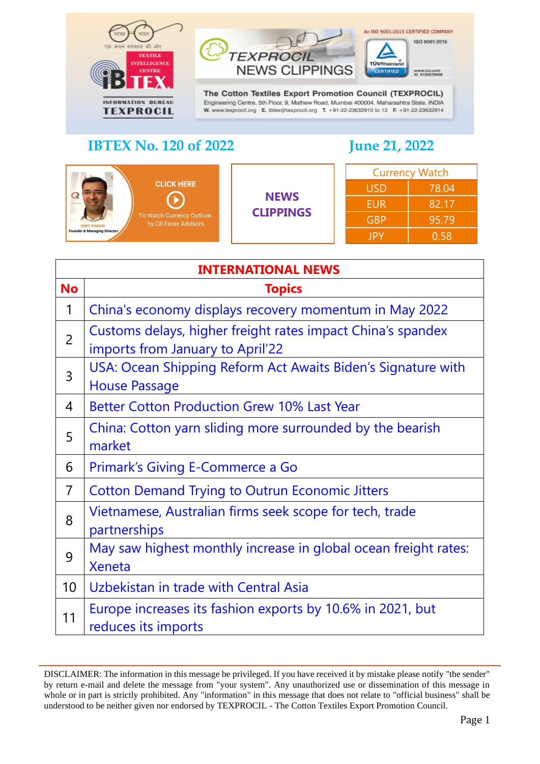TEXPROCIL NEWS CLIPPINGS

The Cotton Textiles Export Promotion Council (TEXPROCIL)
Engineering Centre, 5th Floor, 9, Mathew Road, Mumbai 400004. Maharashtra State. INDIA
W. www.texprocil.org E. ibtex@texprocil.org T. +91-22-23632910 to 12 F. +91-22-23632914

An ISO 9001:2015 CERTIFIED COMPANY

IBTEX – TEXTILE INTELLIGENCE CENTRE – INFORMATION BUREAU TEXPROCIL

## IBTEX No. 120 of 2022

## June 21, 2022

CLICK HERE To Watch Currency Outlook by CR Forex Advisors

AMIT PABARI Founder & Managing Director

**NEWS CLIPPINGS**

| Currency Watch | |
|---|---|
| USD | 78.04 |
| EUR | 82.17 |
| GBP | 95.79 |
| JPY | 0.58 |

| INTERNATIONAL NEWS | |
|---|---|
| **No** | **Topics** |
| 1 | China's economy displays recovery momentum in May 2022 |
| 2 | Customs delays, higher freight rates impact China's spandex imports from January to April'22 |
| 3 | USA: Ocean Shipping Reform Act Awaits Biden's Signature with House Passage |
| 4 | Better Cotton Production Grew 10% Last Year |
| 5 | China: Cotton yarn sliding more surrounded by the bearish market |
| 6 | Primark's Giving E-Commerce a Go |
| 7 | Cotton Demand Trying to Outrun Economic Jitters |
| 8 | Vietnamese, Australian firms seek scope for tech, trade partnerships |
| 9 | May saw highest monthly increase in global ocean freight rates: Xeneta |
| 10 | Uzbekistan in trade with Central Asia |
| 11 | Europe increases its fashion exports by 10.6% in 2021, but reduces its imports |

DISCLAIMER: The information in this message be privileged. If you have received it by mistake please notify "the sender" by return e-mail and delete the message from "your system". Any unauthorized use or dissemination of this message in whole or in part is strictly prohibited. Any "information" in this message that does not relate to "official business" shall be understood to be neither given nor endorsed by TEXPROCIL - The Cotton Textiles Export Promotion Council.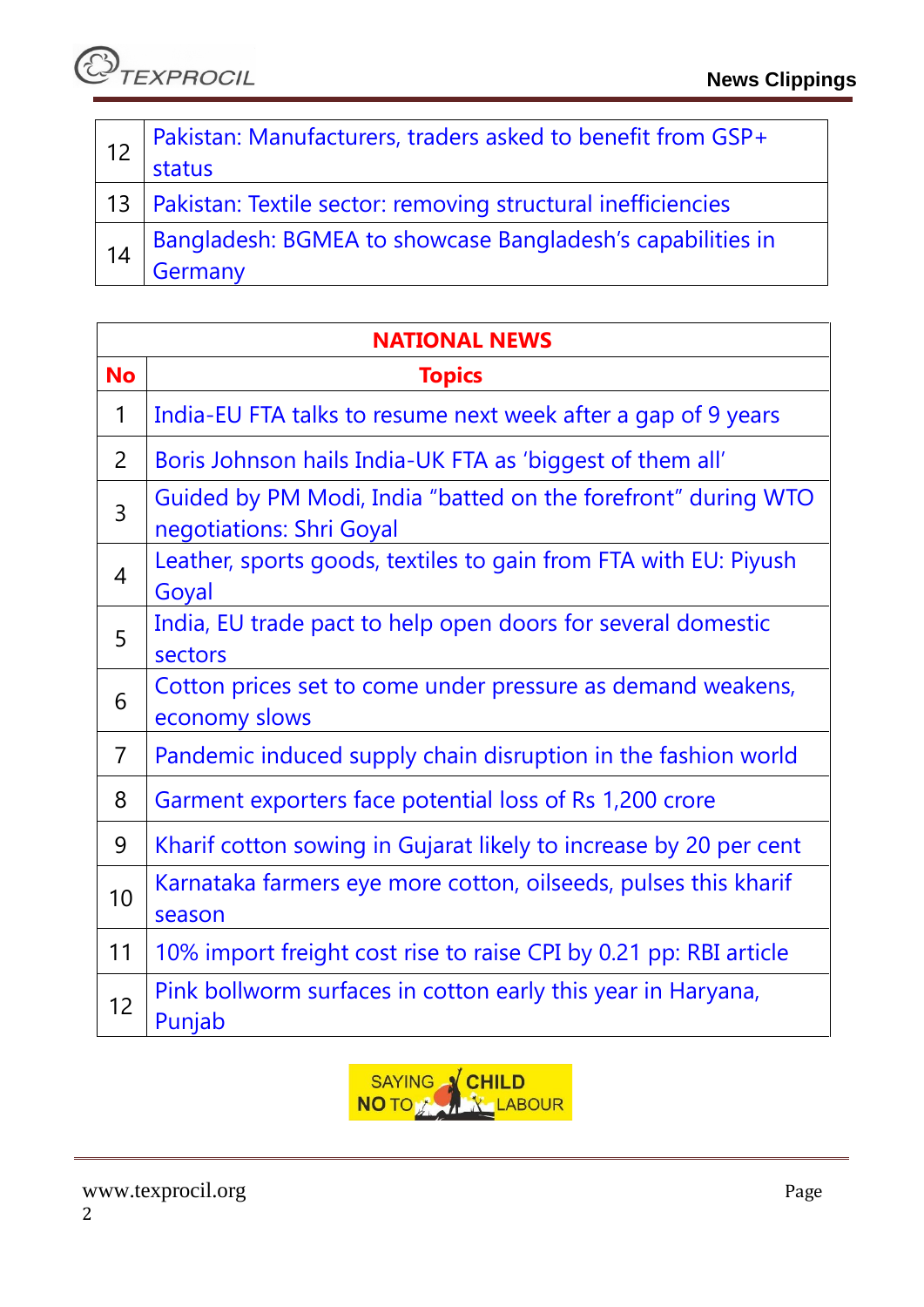| | |
|---|---|
| 12 | Pakistan: Manufacturers, traders asked to benefit from GSP+ status |
| 13 | Pakistan: Textile sector: removing structural inefficiencies |
| 14 | Bangladesh: BGMEA to showcase Bangladesh's capabilities in Germany |

| **NATIONAL NEWS** | |
|---|---|
| **No** | **Topics** |
| 1 | India-EU FTA talks to resume next week after a gap of 9 years |
| 2 | Boris Johnson hails India-UK FTA as 'biggest of them all' |
| 3 | Guided by PM Modi, India "batted on the forefront" during WTO negotiations: Shri Goyal |
| 4 | Leather, sports goods, textiles to gain from FTA with EU: Piyush Goyal |
| 5 | India, EU trade pact to help open doors for several domestic sectors |
| 6 | Cotton prices set to come under pressure as demand weakens, economy slows |
| 7 | Pandemic induced supply chain disruption in the fashion world |
| 8 | Garment exporters face potential loss of Rs 1,200 crore |
| 9 | Kharif cotton sowing in Gujarat likely to increase by 20 per cent |
| 10 | Karnataka farmers eye more cotton, oilseeds, pulses this kharif season |
| 11 | 10% import freight cost rise to raise CPI by 0.21 pp: RBI article |
| 12 | Pink bollworm surfaces in cotton early this year in Haryana, Punjab |

SAYING NO TO CHILD LABOUR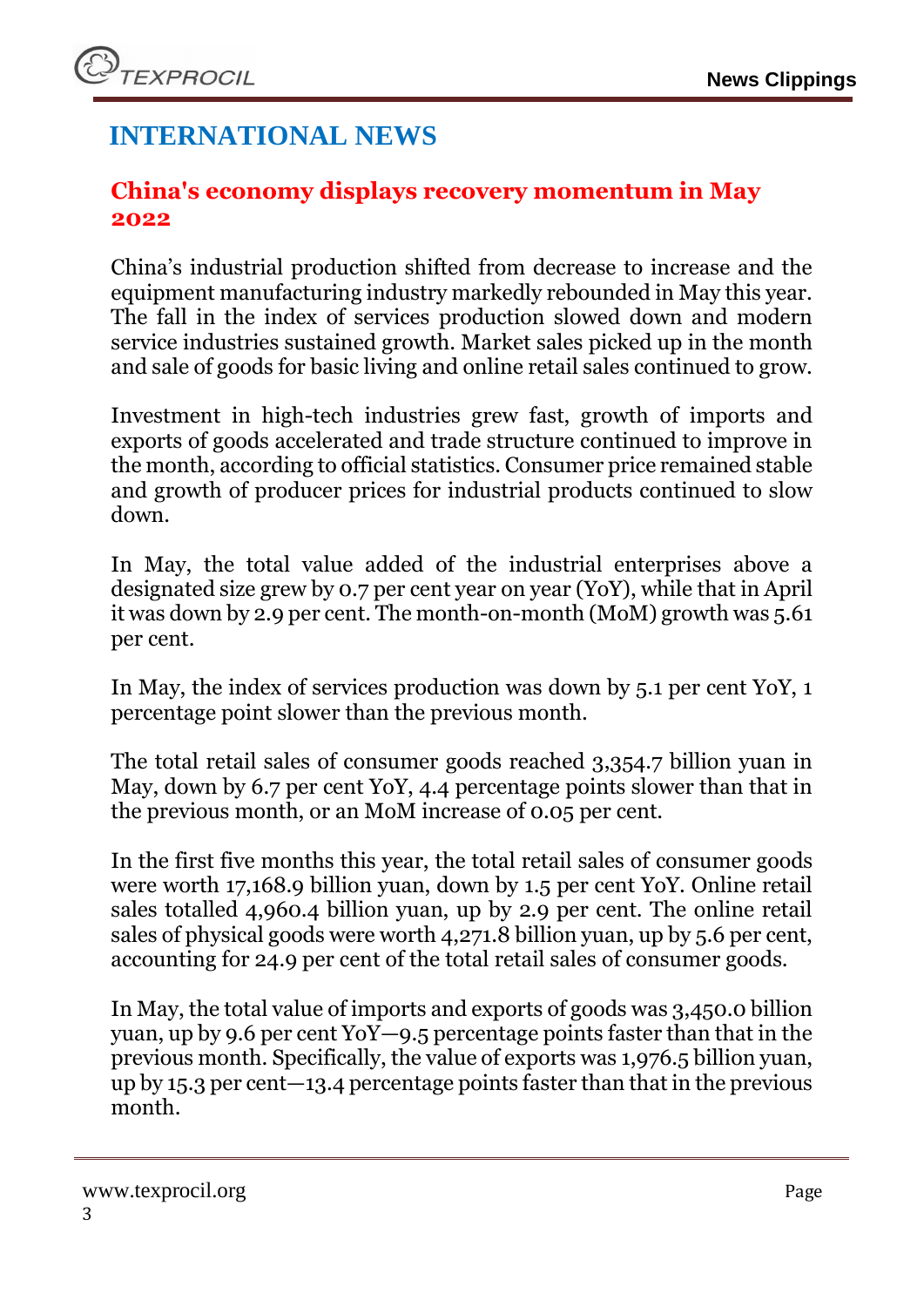# INTERNATIONAL NEWS

## China's economy displays recovery momentum in May 2022

China's industrial production shifted from decrease to increase and the equipment manufacturing industry markedly rebounded in May this year. The fall in the index of services production slowed down and modern service industries sustained growth. Market sales picked up in the month and sale of goods for basic living and online retail sales continued to grow.

Investment in high-tech industries grew fast, growth of imports and exports of goods accelerated and trade structure continued to improve in the month, according to official statistics. Consumer price remained stable and growth of producer prices for industrial products continued to slow down.

In May, the total value added of the industrial enterprises above a designated size grew by 0.7 per cent year on year (YoY), while that in April it was down by 2.9 per cent. The month-on-month (MoM) growth was 5.61 per cent.

In May, the index of services production was down by 5.1 per cent YoY, 1 percentage point slower than the previous month.

The total retail sales of consumer goods reached 3,354.7 billion yuan in May, down by 6.7 per cent YoY, 4.4 percentage points slower than that in the previous month, or an MoM increase of 0.05 per cent.

In the first five months this year, the total retail sales of consumer goods were worth 17,168.9 billion yuan, down by 1.5 per cent YoY. Online retail sales totalled 4,960.4 billion yuan, up by 2.9 per cent. The online retail sales of physical goods were worth 4,271.8 billion yuan, up by 5.6 per cent, accounting for 24.9 per cent of the total retail sales of consumer goods.

In May, the total value of imports and exports of goods was 3,450.0 billion yuan, up by 9.6 per cent YoY—9.5 percentage points faster than that in the previous month. Specifically, the value of exports was 1,976.5 billion yuan, up by 15.3 per cent—13.4 percentage points faster than that in the previous month.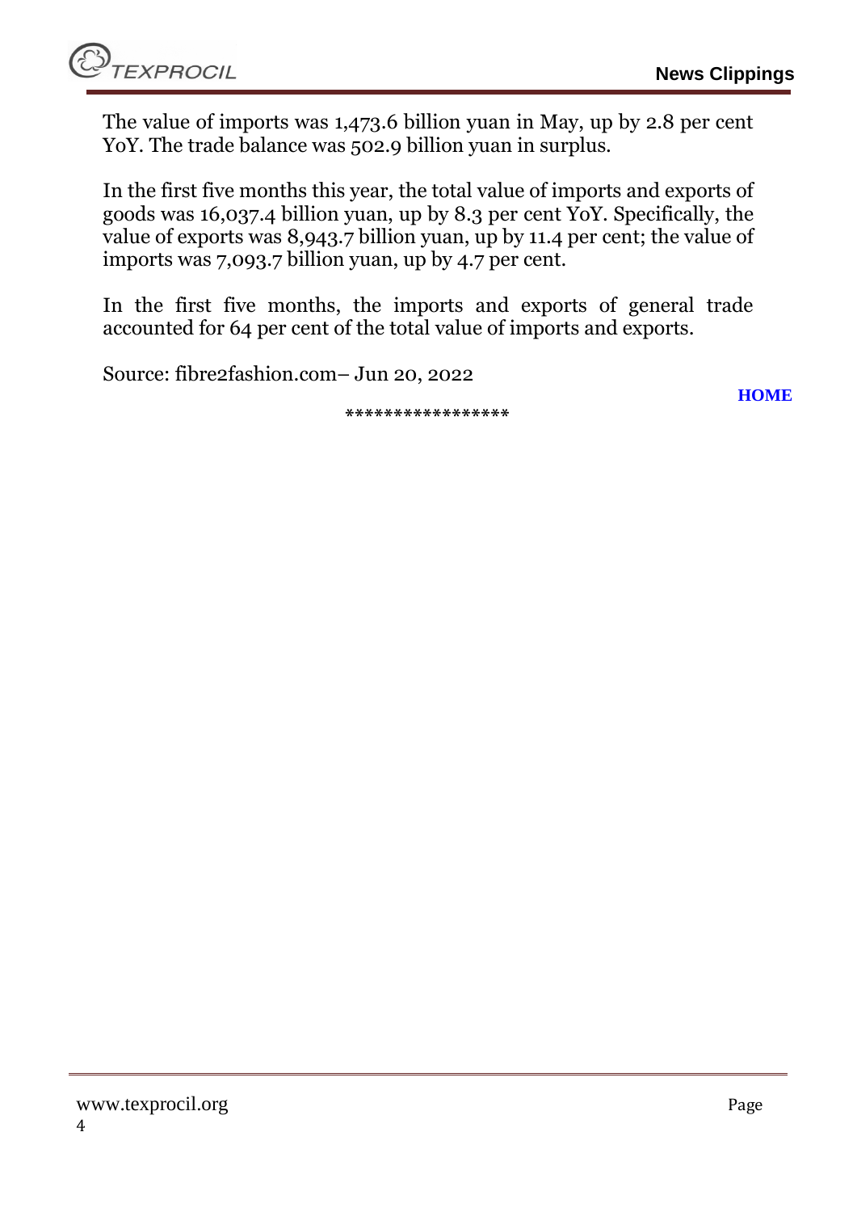The value of imports was 1,473.6 billion yuan in May, up by 2.8 per cent YoY. The trade balance was 502.9 billion yuan in surplus.

In the first five months this year, the total value of imports and exports of goods was 16,037.4 billion yuan, up by 8.3 per cent YoY. Specifically, the value of exports was 8,943.7 billion yuan, up by 11.4 per cent; the value of imports was 7,093.7 billion yuan, up by 4.7 per cent.

In the first five months, the imports and exports of general trade accounted for 64 per cent of the total value of imports and exports.

Source: fibre2fashion.com– Jun 20, 2022

**HOME**

*****************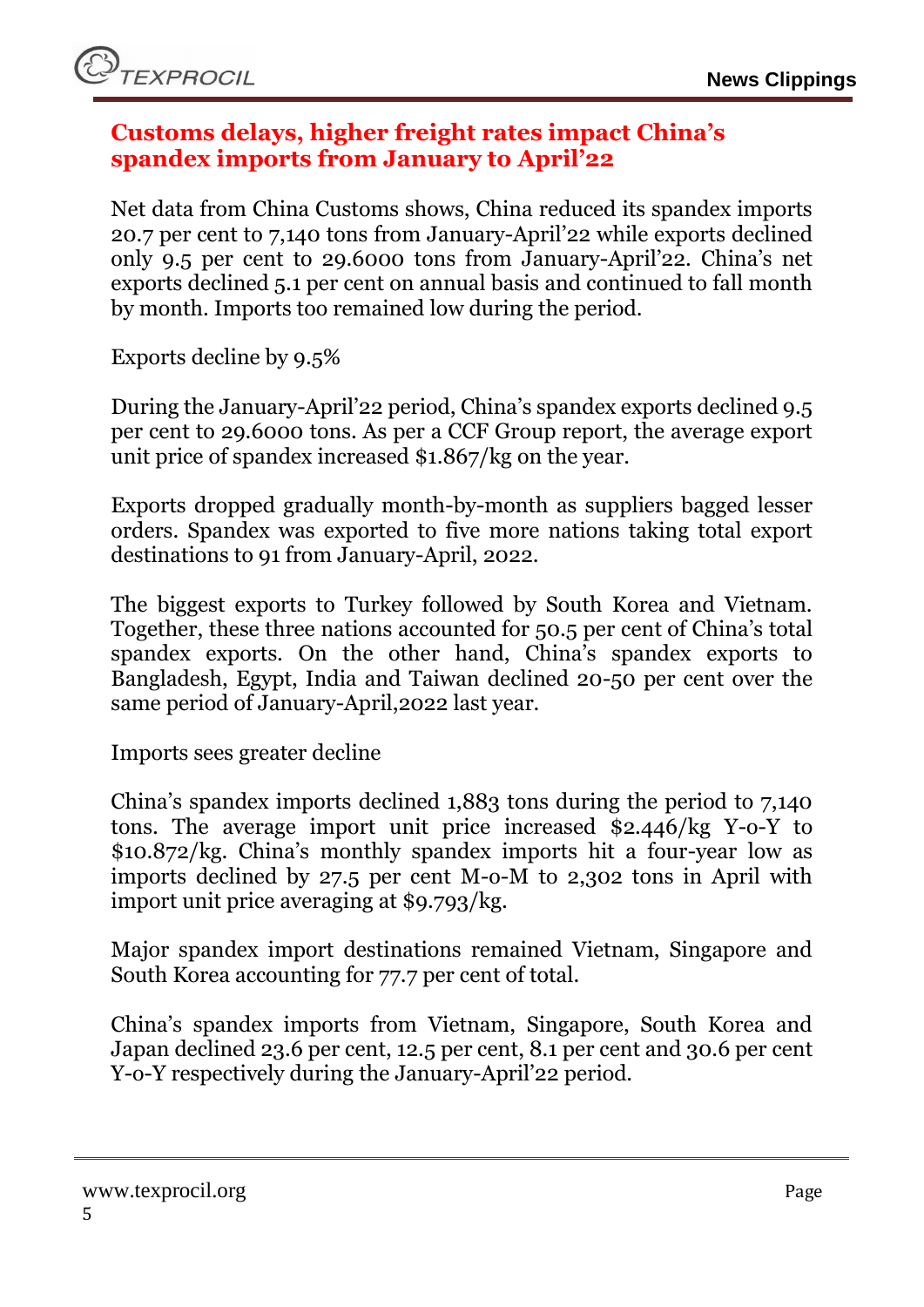## Customs delays, higher freight rates impact China's spandex imports from January to April'22

Net data from China Customs shows, China reduced its spandex imports 20.7 per cent to 7,140 tons from January-April'22 while exports declined only 9.5 per cent to 29.6000 tons from January-April'22. China's net exports declined 5.1 per cent on annual basis and continued to fall month by month. Imports too remained low during the period.

Exports decline by 9.5%

During the January-April'22 period, China's spandex exports declined 9.5 per cent to 29.6000 tons. As per a CCF Group report, the average export unit price of spandex increased $1.867/kg on the year.

Exports dropped gradually month-by-month as suppliers bagged lesser orders. Spandex was exported to five more nations taking total export destinations to 91 from January-April, 2022.

The biggest exports to Turkey followed by South Korea and Vietnam. Together, these three nations accounted for 50.5 per cent of China's total spandex exports. On the other hand, China's spandex exports to Bangladesh, Egypt, India and Taiwan declined 20-50 per cent over the same period of January-April,2022 last year.

Imports sees greater decline

China's spandex imports declined 1,883 tons during the period to 7,140 tons. The average import unit price increased $2.446/kg Y-o-Y to $10.872/kg. China's monthly spandex imports hit a four-year low as imports declined by 27.5 per cent M-o-M to 2,302 tons in April with import unit price averaging at $9.793/kg.

Major spandex import destinations remained Vietnam, Singapore and South Korea accounting for 77.7 per cent of total.

China's spandex imports from Vietnam, Singapore, South Korea and Japan declined 23.6 per cent, 12.5 per cent, 8.1 per cent and 30.6 per cent Y-o-Y respectively during the January-April'22 period.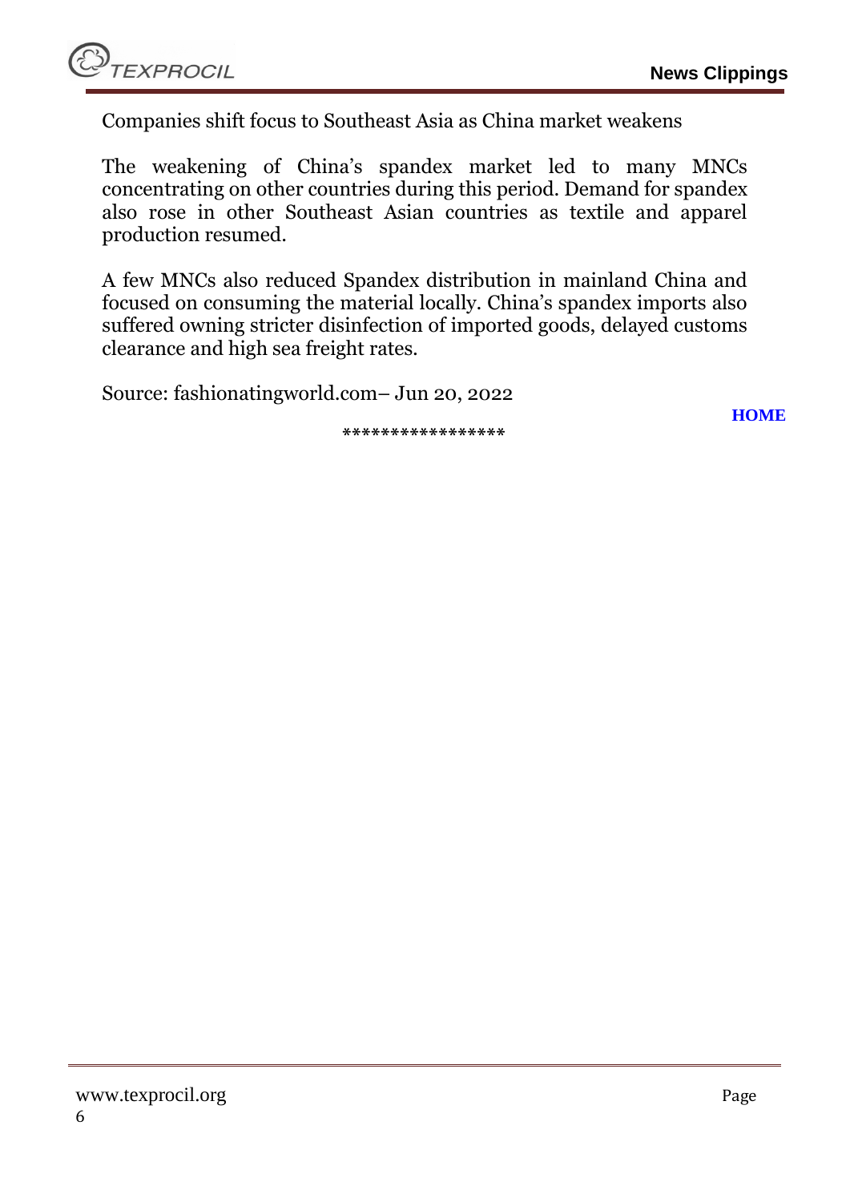Companies shift focus to Southeast Asia as China market weakens

The weakening of China's spandex market led to many MNCs concentrating on other countries during this period. Demand for spandex also rose in other Southeast Asian countries as textile and apparel production resumed.

A few MNCs also reduced Spandex distribution in mainland China and focused on consuming the material locally. China's spandex imports also suffered owning stricter disinfection of imported goods, delayed customs clearance and high sea freight rates.

Source: fashionatingworld.com– Jun 20, 2022

**HOME**

*****************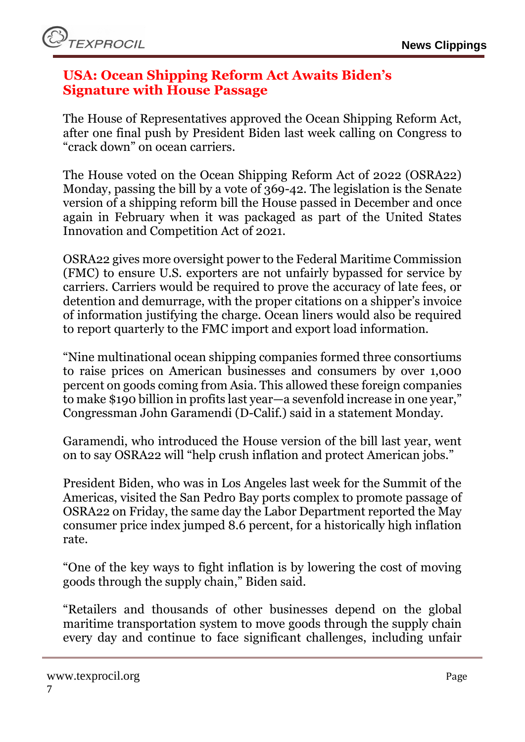## USA: Ocean Shipping Reform Act Awaits Biden's Signature with House Passage

The House of Representatives approved the Ocean Shipping Reform Act, after one final push by President Biden last week calling on Congress to "crack down" on ocean carriers.

The House voted on the Ocean Shipping Reform Act of 2022 (OSRA22) Monday, passing the bill by a vote of 369-42. The legislation is the Senate version of a shipping reform bill the House passed in December and once again in February when it was packaged as part of the United States Innovation and Competition Act of 2021.

OSRA22 gives more oversight power to the Federal Maritime Commission (FMC) to ensure U.S. exporters are not unfairly bypassed for service by carriers. Carriers would be required to prove the accuracy of late fees, or detention and demurrage, with the proper citations on a shipper's invoice of information justifying the charge. Ocean liners would also be required to report quarterly to the FMC import and export load information.

"Nine multinational ocean shipping companies formed three consortiums to raise prices on American businesses and consumers by over 1,000 percent on goods coming from Asia. This allowed these foreign companies to make $190 billion in profits last year—a sevenfold increase in one year," Congressman John Garamendi (D-Calif.) said in a statement Monday.

Garamendi, who introduced the House version of the bill last year, went on to say OSRA22 will "help crush inflation and protect American jobs."

President Biden, who was in Los Angeles last week for the Summit of the Americas, visited the San Pedro Bay ports complex to promote passage of OSRA22 on Friday, the same day the Labor Department reported the May consumer price index jumped 8.6 percent, for a historically high inflation rate.

"One of the key ways to fight inflation is by lowering the cost of moving goods through the supply chain," Biden said.

"Retailers and thousands of other businesses depend on the global maritime transportation system to move goods through the supply chain every day and continue to face significant challenges, including unfair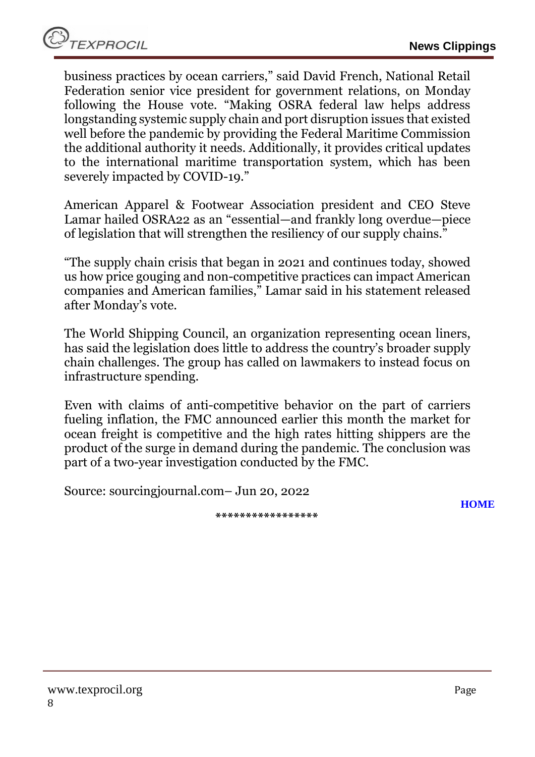business practices by ocean carriers," said David French, National Retail Federation senior vice president for government relations, on Monday following the House vote. "Making OSRA federal law helps address longstanding systemic supply chain and port disruption issues that existed well before the pandemic by providing the Federal Maritime Commission the additional authority it needs. Additionally, it provides critical updates to the international maritime transportation system, which has been severely impacted by COVID-19."

American Apparel & Footwear Association president and CEO Steve Lamar hailed OSRA22 as an "essential—and frankly long overdue—piece of legislation that will strengthen the resiliency of our supply chains."

"The supply chain crisis that began in 2021 and continues today, showed us how price gouging and non-competitive practices can impact American companies and American families," Lamar said in his statement released after Monday's vote.

The World Shipping Council, an organization representing ocean liners, has said the legislation does little to address the country's broader supply chain challenges. The group has called on lawmakers to instead focus on infrastructure spending.

Even with claims of anti-competitive behavior on the part of carriers fueling inflation, the FMC announced earlier this month the market for ocean freight is competitive and the high rates hitting shippers are the product of the surge in demand during the pandemic. The conclusion was part of a two-year investigation conducted by the FMC.

Source: sourcingjournal.com– Jun 20, 2022

HOME

*****************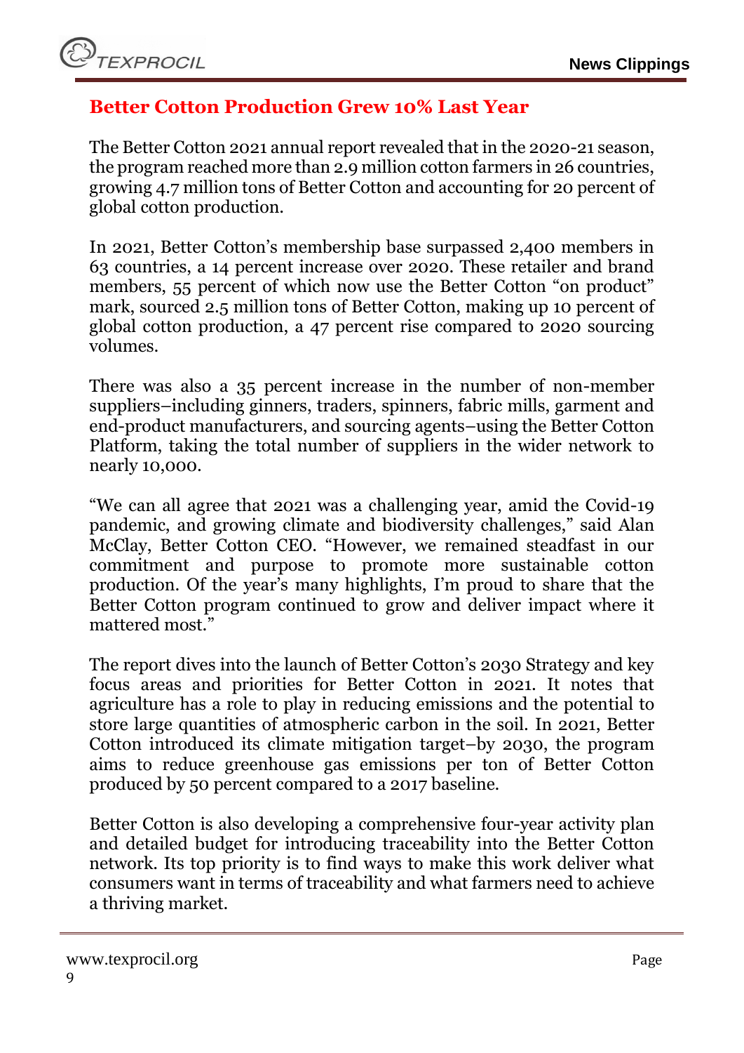## Better Cotton Production Grew 10% Last Year

The Better Cotton 2021 annual report revealed that in the 2020-21 season, the program reached more than 2.9 million cotton farmers in 26 countries, growing 4.7 million tons of Better Cotton and accounting for 20 percent of global cotton production.

In 2021, Better Cotton's membership base surpassed 2,400 members in 63 countries, a 14 percent increase over 2020. These retailer and brand members, 55 percent of which now use the Better Cotton "on product" mark, sourced 2.5 million tons of Better Cotton, making up 10 percent of global cotton production, a 47 percent rise compared to 2020 sourcing volumes.

There was also a 35 percent increase in the number of non-member suppliers–including ginners, traders, spinners, fabric mills, garment and end-product manufacturers, and sourcing agents–using the Better Cotton Platform, taking the total number of suppliers in the wider network to nearly 10,000.

"We can all agree that 2021 was a challenging year, amid the Covid-19 pandemic, and growing climate and biodiversity challenges," said Alan McClay, Better Cotton CEO. "However, we remained steadfast in our commitment and purpose to promote more sustainable cotton production. Of the year's many highlights, I'm proud to share that the Better Cotton program continued to grow and deliver impact where it mattered most."

The report dives into the launch of Better Cotton's 2030 Strategy and key focus areas and priorities for Better Cotton in 2021. It notes that agriculture has a role to play in reducing emissions and the potential to store large quantities of atmospheric carbon in the soil. In 2021, Better Cotton introduced its climate mitigation target–by 2030, the program aims to reduce greenhouse gas emissions per ton of Better Cotton produced by 50 percent compared to a 2017 baseline.

Better Cotton is also developing a comprehensive four-year activity plan and detailed budget for introducing traceability into the Better Cotton network. Its top priority is to find ways to make this work deliver what consumers want in terms of traceability and what farmers need to achieve a thriving market.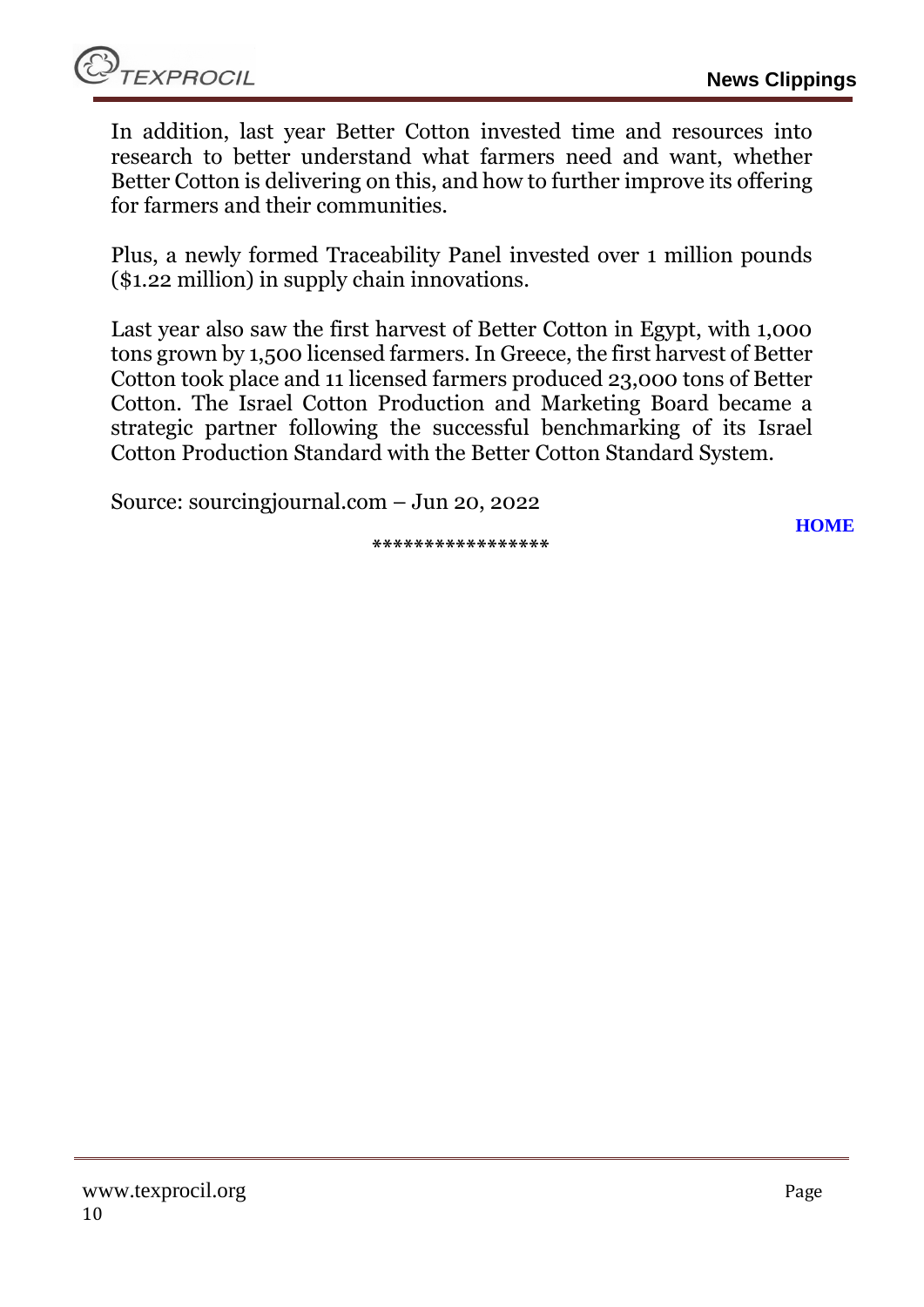In addition, last year Better Cotton invested time and resources into research to better understand what farmers need and want, whether Better Cotton is delivering on this, and how to further improve its offering for farmers and their communities.

Plus, a newly formed Traceability Panel invested over 1 million pounds ($1.22 million) in supply chain innovations.

Last year also saw the first harvest of Better Cotton in Egypt, with 1,000 tons grown by 1,500 licensed farmers. In Greece, the first harvest of Better Cotton took place and 11 licensed farmers produced 23,000 tons of Better Cotton. The Israel Cotton Production and Marketing Board became a strategic partner following the successful benchmarking of its Israel Cotton Production Standard with the Better Cotton Standard System.

Source: sourcingjournal.com – Jun 20, 2022

**HOME**

*****************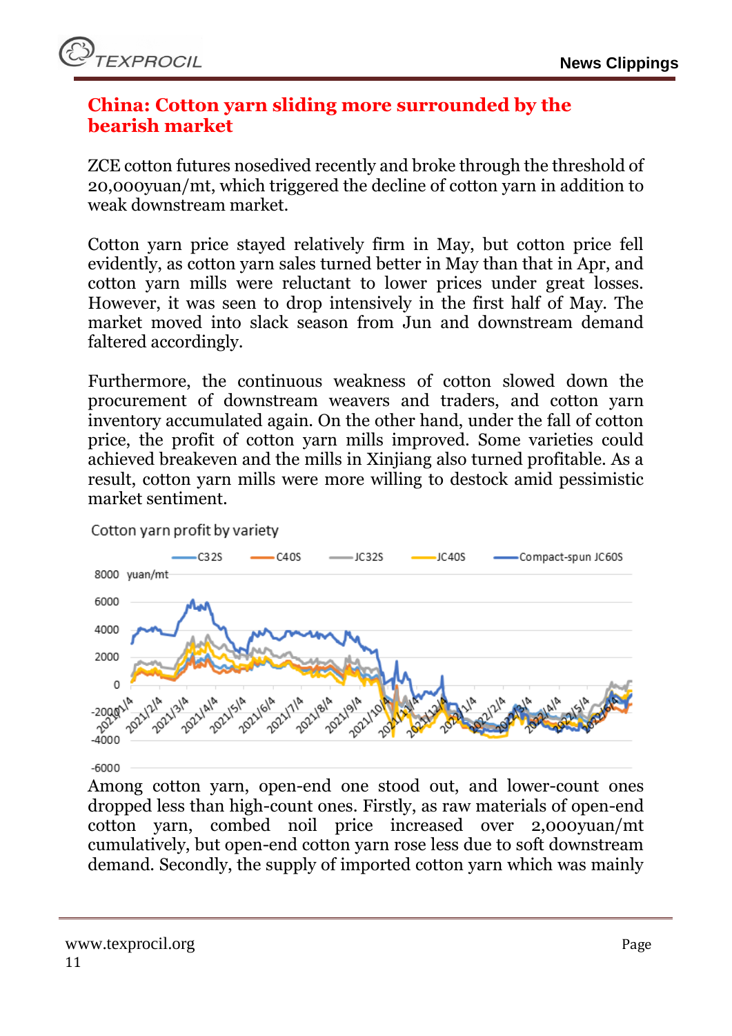## China: Cotton yarn sliding more surrounded by the bearish market

ZCE cotton futures nosedived recently and broke through the threshold of 20,000yuan/mt, which triggered the decline of cotton yarn in addition to weak downstream market.

Cotton yarn price stayed relatively firm in May, but cotton price fell evidently, as cotton yarn sales turned better in May than that in Apr, and cotton yarn mills were reluctant to lower prices under great losses. However, it was seen to drop intensively in the first half of May. The market moved into slack season from Jun and downstream demand faltered accordingly.

Furthermore, the continuous weakness of cotton slowed down the procurement of downstream weavers and traders, and cotton yarn inventory accumulated again. On the other hand, under the fall of cotton price, the profit of cotton yarn mills improved. Some varieties could achieved breakeven and the mills in Xinjiang also turned profitable. As a result, cotton yarn mills were more willing to destock amid pessimistic market sentiment.

Cotton yarn profit by variety

Among cotton yarn, open-end one stood out, and lower-count ones dropped less than high-count ones. Firstly, as raw materials of open-end cotton yarn, combed noil price increased over 2,000yuan/mt cumulatively, but open-end cotton yarn rose less due to soft downstream demand. Secondly, the supply of imported cotton yarn which was mainly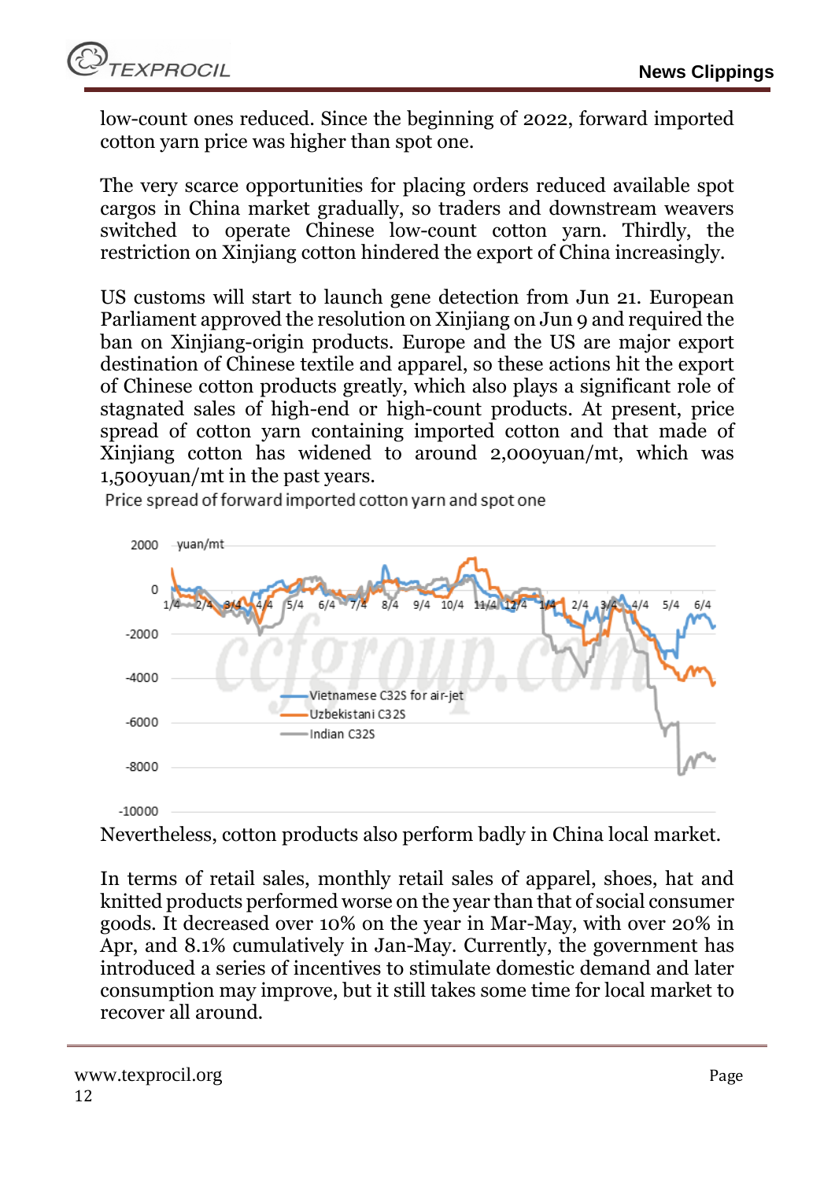low-count ones reduced. Since the beginning of 2022, forward imported cotton yarn price was higher than spot one.

The very scarce opportunities for placing orders reduced available spot cargos in China market gradually, so traders and downstream weavers switched to operate Chinese low-count cotton yarn. Thirdly, the restriction on Xinjiang cotton hindered the export of China increasingly.

US customs will start to launch gene detection from Jun 21. European Parliament approved the resolution on Xinjiang on Jun 9 and required the ban on Xinjiang-origin products. Europe and the US are major export destination of Chinese textile and apparel, so these actions hit the export of Chinese cotton products greatly, which also plays a significant role of stagnated sales of high-end or high-count products. At present, price spread of cotton yarn containing imported cotton and that made of Xinjiang cotton has widened to around 2,000yuan/mt, which was 1,500yuan/mt in the past years.

Price spread of forward imported cotton yarn and spot one

Nevertheless, cotton products also perform badly in China local market.

In terms of retail sales, monthly retail sales of apparel, shoes, hat and knitted products performed worse on the year than that of social consumer goods. It decreased over 10% on the year in Mar-May, with over 20% in Apr, and 8.1% cumulatively in Jan-May. Currently, the government has introduced a series of incentives to stimulate domestic demand and later consumption may improve, but it still takes some time for local market to recover all around.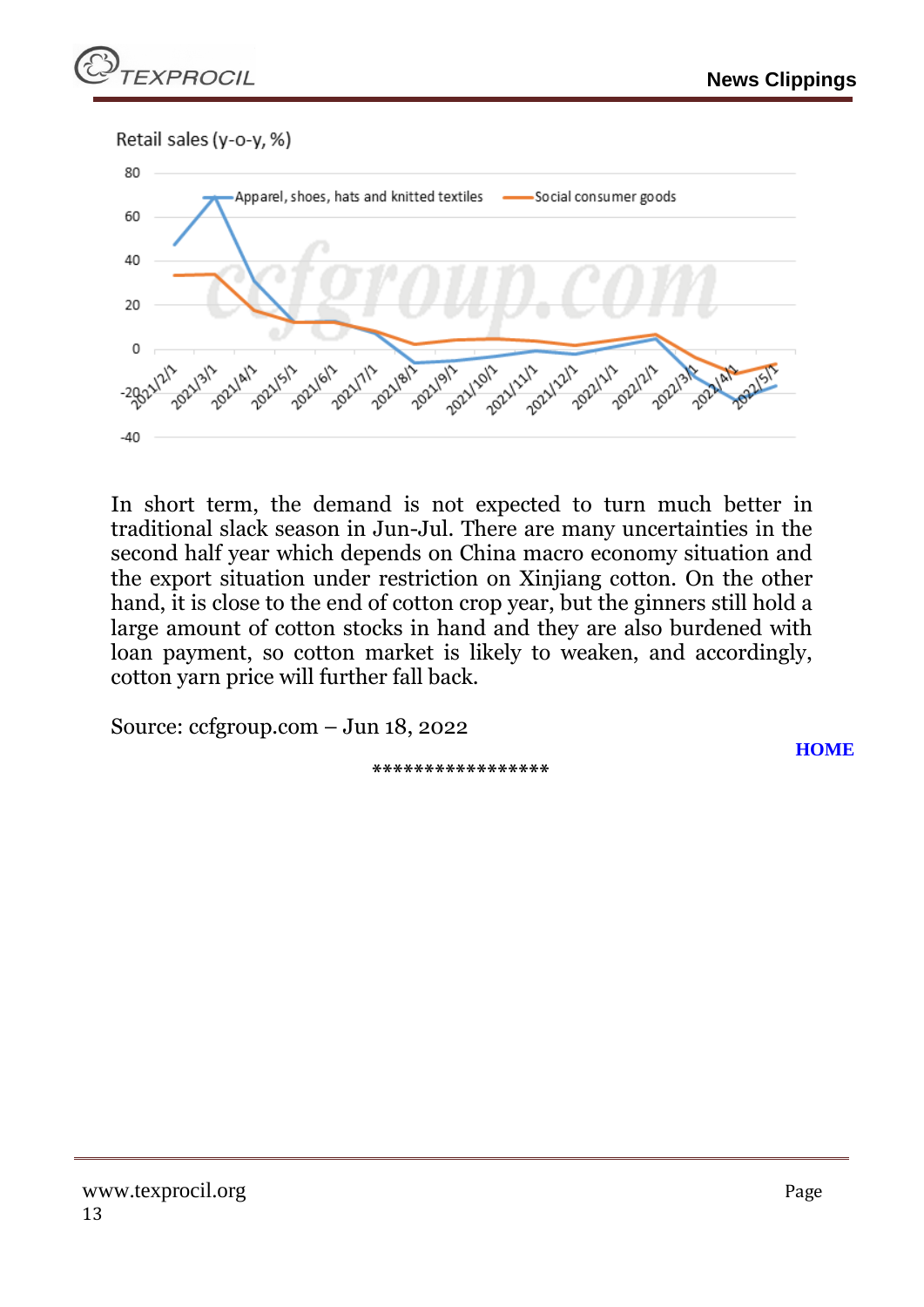Retail sales (y-o-y, %)

In short term, the demand is not expected to turn much better in traditional slack season in Jun-Jul. There are many uncertainties in the second half year which depends on China macro economy situation and the export situation under restriction on Xinjiang cotton. On the other hand, it is close to the end of cotton crop year, but the ginners still hold a large amount of cotton stocks in hand and they are also burdened with loan payment, so cotton market is likely to weaken, and accordingly, cotton yarn price will further fall back.

Source: ccfgroup.com – Jun 18, 2022

HOME

*****************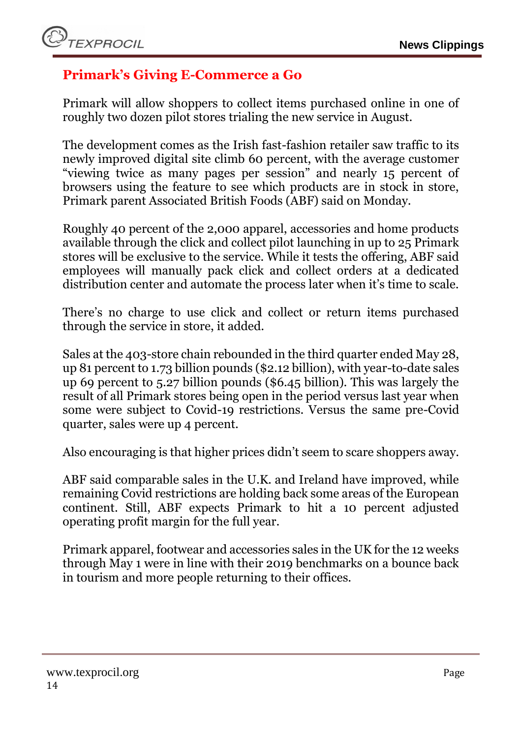## Primark's Giving E-Commerce a Go

Primark will allow shoppers to collect items purchased online in one of roughly two dozen pilot stores trialing the new service in August.

The development comes as the Irish fast-fashion retailer saw traffic to its newly improved digital site climb 60 percent, with the average customer "viewing twice as many pages per session" and nearly 15 percent of browsers using the feature to see which products are in stock in store, Primark parent Associated British Foods (ABF) said on Monday.

Roughly 40 percent of the 2,000 apparel, accessories and home products available through the click and collect pilot launching in up to 25 Primark stores will be exclusive to the service. While it tests the offering, ABF said employees will manually pack click and collect orders at a dedicated distribution center and automate the process later when it's time to scale.

There's no charge to use click and collect or return items purchased through the service in store, it added.

Sales at the 403-store chain rebounded in the third quarter ended May 28, up 81 percent to 1.73 billion pounds ($2.12 billion), with year-to-date sales up 69 percent to 5.27 billion pounds ($6.45 billion). This was largely the result of all Primark stores being open in the period versus last year when some were subject to Covid-19 restrictions. Versus the same pre-Covid quarter, sales were up 4 percent.

Also encouraging is that higher prices didn't seem to scare shoppers away.

ABF said comparable sales in the U.K. and Ireland have improved, while remaining Covid restrictions are holding back some areas of the European continent. Still, ABF expects Primark to hit a 10 percent adjusted operating profit margin for the full year.

Primark apparel, footwear and accessories sales in the UK for the 12 weeks through May 1 were in line with their 2019 benchmarks on a bounce back in tourism and more people returning to their offices.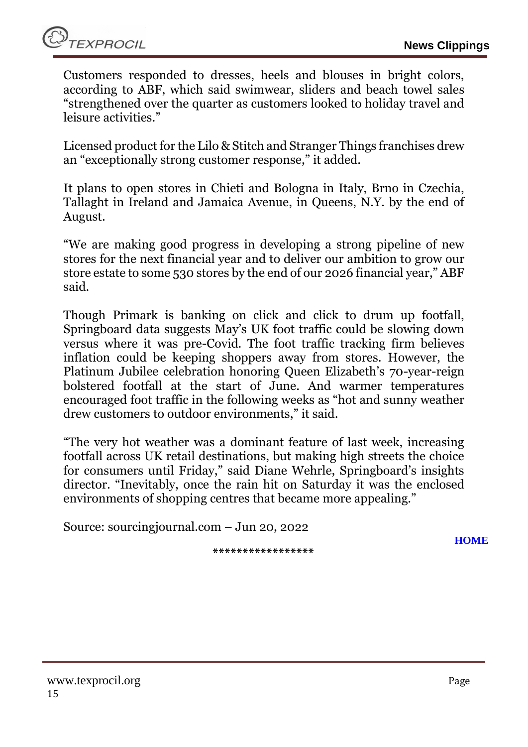Customers responded to dresses, heels and blouses in bright colors, according to ABF, which said swimwear, sliders and beach towel sales "strengthened over the quarter as customers looked to holiday travel and leisure activities."

Licensed product for the Lilo & Stitch and Stranger Things franchises drew an "exceptionally strong customer response," it added.

It plans to open stores in Chieti and Bologna in Italy, Brno in Czechia, Tallaght in Ireland and Jamaica Avenue, in Queens, N.Y. by the end of August.

"We are making good progress in developing a strong pipeline of new stores for the next financial year and to deliver our ambition to grow our store estate to some 530 stores by the end of our 2026 financial year," ABF said.

Though Primark is banking on click and click to drum up footfall, Springboard data suggests May's UK foot traffic could be slowing down versus where it was pre-Covid. The foot traffic tracking firm believes inflation could be keeping shoppers away from stores. However, the Platinum Jubilee celebration honoring Queen Elizabeth's 70-year-reign bolstered footfall at the start of June. And warmer temperatures encouraged foot traffic in the following weeks as "hot and sunny weather drew customers to outdoor environments," it said.

"The very hot weather was a dominant feature of last week, increasing footfall across UK retail destinations, but making high streets the choice for consumers until Friday," said Diane Wehrle, Springboard's insights director. "Inevitably, once the rain hit on Saturday it was the enclosed environments of shopping centres that became more appealing."

Source: sourcingjournal.com – Jun 20, 2022

**HOME**

*****************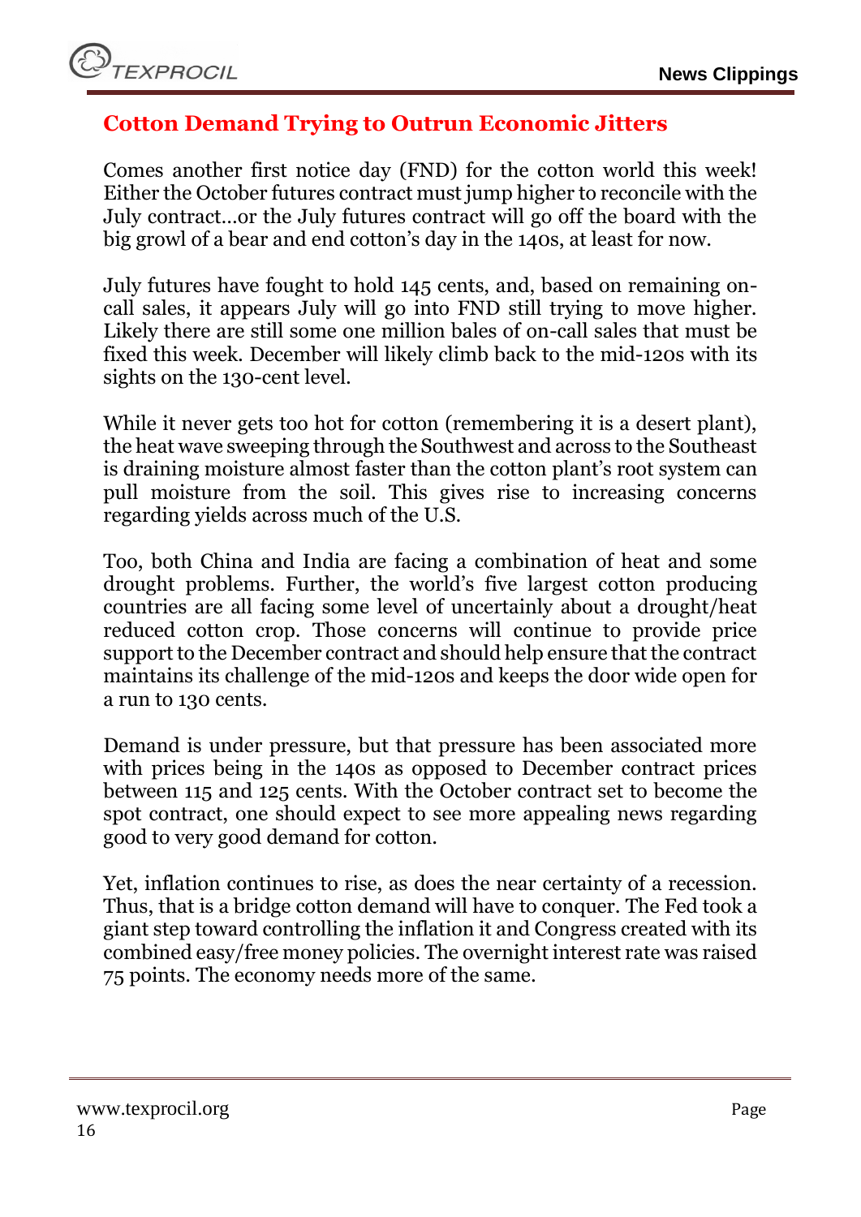## Cotton Demand Trying to Outrun Economic Jitters

Comes another first notice day (FND) for the cotton world this week! Either the October futures contract must jump higher to reconcile with the July contract…or the July futures contract will go off the board with the big growl of a bear and end cotton's day in the 140s, at least for now.

July futures have fought to hold 145 cents, and, based on remaining on-call sales, it appears July will go into FND still trying to move higher. Likely there are still some one million bales of on-call sales that must be fixed this week. December will likely climb back to the mid-120s with its sights on the 130-cent level.

While it never gets too hot for cotton (remembering it is a desert plant), the heat wave sweeping through the Southwest and across to the Southeast is draining moisture almost faster than the cotton plant's root system can pull moisture from the soil. This gives rise to increasing concerns regarding yields across much of the U.S.

Too, both China and India are facing a combination of heat and some drought problems. Further, the world's five largest cotton producing countries are all facing some level of uncertainly about a drought/heat reduced cotton crop. Those concerns will continue to provide price support to the December contract and should help ensure that the contract maintains its challenge of the mid-120s and keeps the door wide open for a run to 130 cents.

Demand is under pressure, but that pressure has been associated more with prices being in the 140s as opposed to December contract prices between 115 and 125 cents. With the October contract set to become the spot contract, one should expect to see more appealing news regarding good to very good demand for cotton.

Yet, inflation continues to rise, as does the near certainty of a recession. Thus, that is a bridge cotton demand will have to conquer. The Fed took a giant step toward controlling the inflation it and Congress created with its combined easy/free money policies. The overnight interest rate was raised 75 points. The economy needs more of the same.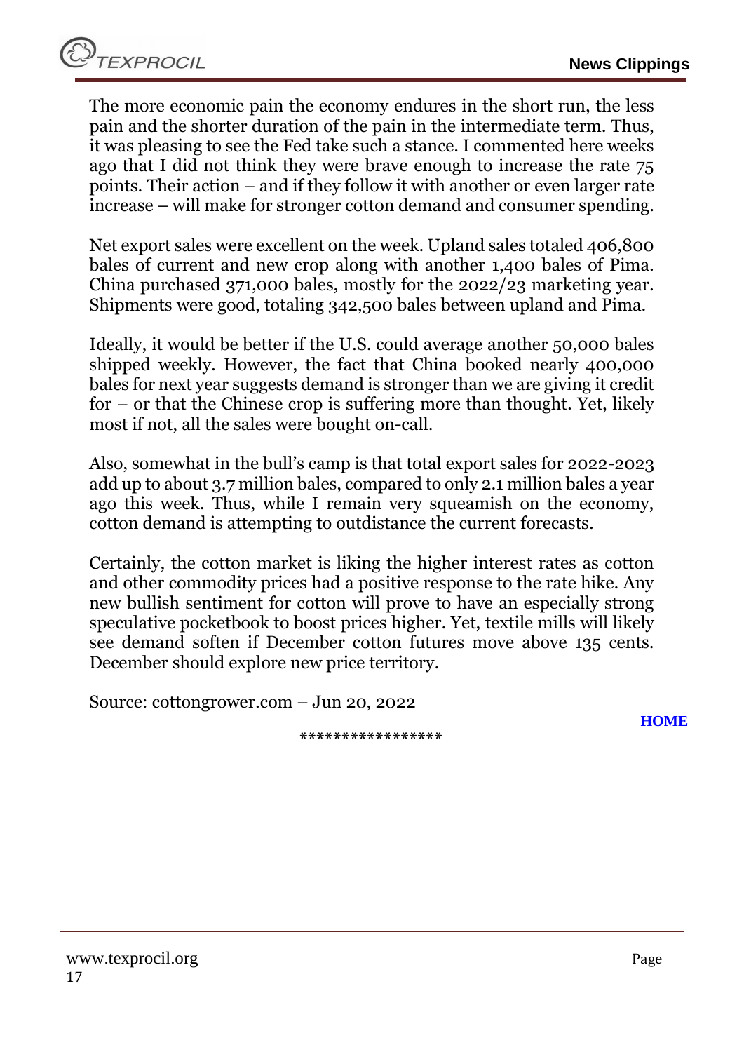The more economic pain the economy endures in the short run, the less pain and the shorter duration of the pain in the intermediate term. Thus, it was pleasing to see the Fed take such a stance. I commented here weeks ago that I did not think they were brave enough to increase the rate 75 points. Their action – and if they follow it with another or even larger rate increase – will make for stronger cotton demand and consumer spending.

Net export sales were excellent on the week. Upland sales totaled 406,800 bales of current and new crop along with another 1,400 bales of Pima. China purchased 371,000 bales, mostly for the 2022/23 marketing year. Shipments were good, totaling 342,500 bales between upland and Pima.

Ideally, it would be better if the U.S. could average another 50,000 bales shipped weekly. However, the fact that China booked nearly 400,000 bales for next year suggests demand is stronger than we are giving it credit for – or that the Chinese crop is suffering more than thought. Yet, likely most if not, all the sales were bought on-call.

Also, somewhat in the bull's camp is that total export sales for 2022-2023 add up to about 3.7 million bales, compared to only 2.1 million bales a year ago this week. Thus, while I remain very squeamish on the economy, cotton demand is attempting to outdistance the current forecasts.

Certainly, the cotton market is liking the higher interest rates as cotton and other commodity prices had a positive response to the rate hike. Any new bullish sentiment for cotton will prove to have an especially strong speculative pocketbook to boost prices higher. Yet, textile mills will likely see demand soften if December cotton futures move above 135 cents. December should explore new price territory.

Source: cottongrower.com – Jun 20, 2022

**HOME**

*****************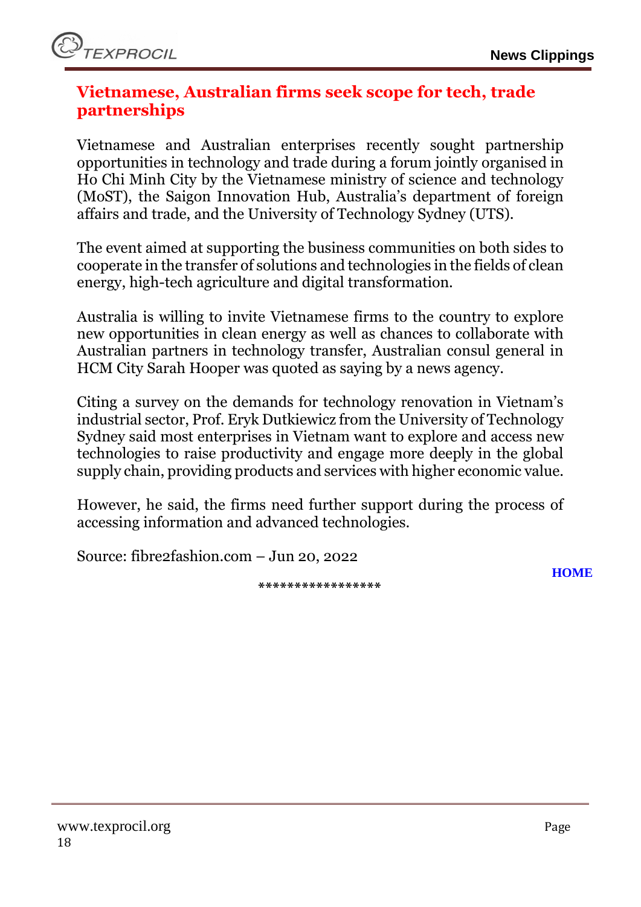## Vietnamese, Australian firms seek scope for tech, trade partnerships

Vietnamese and Australian enterprises recently sought partnership opportunities in technology and trade during a forum jointly organised in Ho Chi Minh City by the Vietnamese ministry of science and technology (MoST), the Saigon Innovation Hub, Australia's department of foreign affairs and trade, and the University of Technology Sydney (UTS).

The event aimed at supporting the business communities on both sides to cooperate in the transfer of solutions and technologies in the fields of clean energy, high-tech agriculture and digital transformation.

Australia is willing to invite Vietnamese firms to the country to explore new opportunities in clean energy as well as chances to collaborate with Australian partners in technology transfer, Australian consul general in HCM City Sarah Hooper was quoted as saying by a news agency.

Citing a survey on the demands for technology renovation in Vietnam's industrial sector, Prof. Eryk Dutkiewicz from the University of Technology Sydney said most enterprises in Vietnam want to explore and access new technologies to raise productivity and engage more deeply in the global supply chain, providing products and services with higher economic value.

However, he said, the firms need further support during the process of accessing information and advanced technologies.

Source: fibre2fashion.com – Jun 20, 2022

HOME

*****************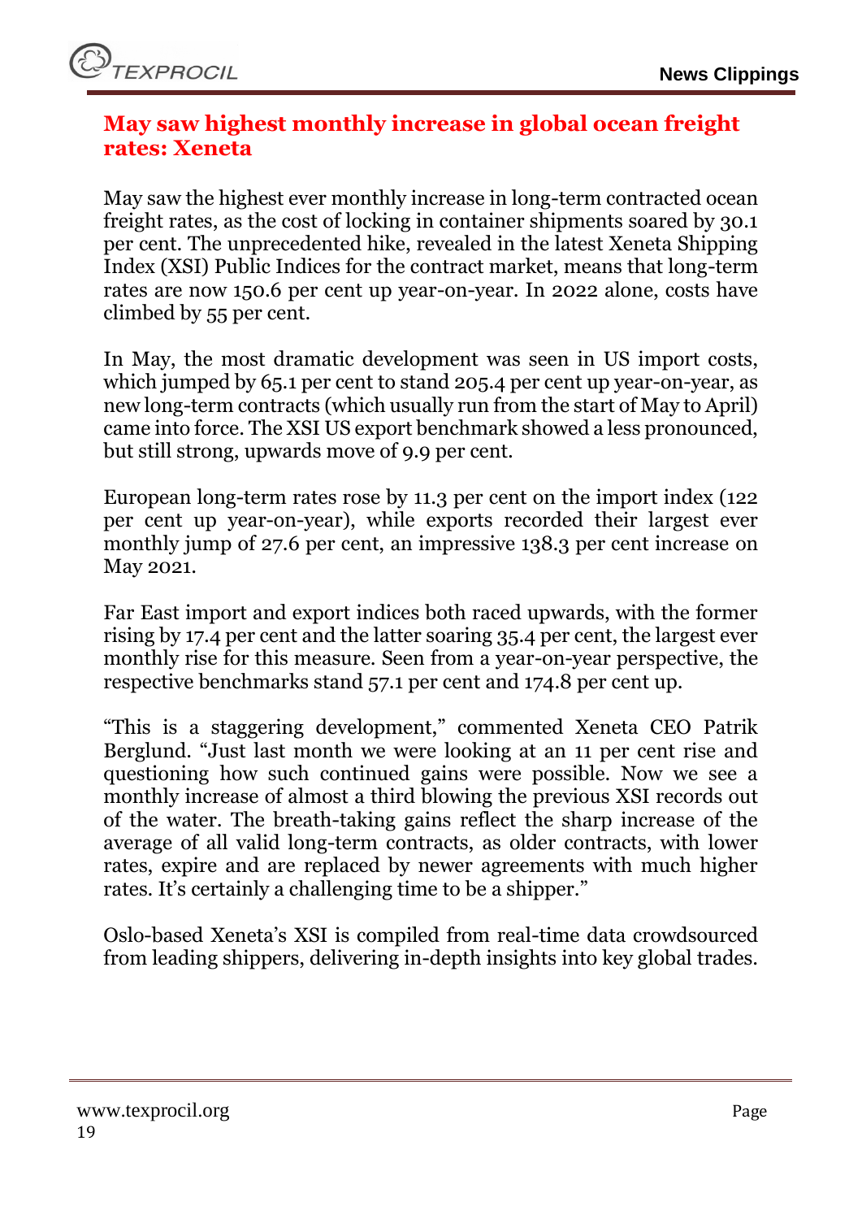## May saw highest monthly increase in global ocean freight rates: Xeneta

May saw the highest ever monthly increase in long-term contracted ocean freight rates, as the cost of locking in container shipments soared by 30.1 per cent. The unprecedented hike, revealed in the latest Xeneta Shipping Index (XSI) Public Indices for the contract market, means that long-term rates are now 150.6 per cent up year-on-year. In 2022 alone, costs have climbed by 55 per cent.

In May, the most dramatic development was seen in US import costs, which jumped by 65.1 per cent to stand 205.4 per cent up year-on-year, as new long-term contracts (which usually run from the start of May to April) came into force. The XSI US export benchmark showed a less pronounced, but still strong, upwards move of 9.9 per cent.

European long-term rates rose by 11.3 per cent on the import index (122 per cent up year-on-year), while exports recorded their largest ever monthly jump of 27.6 per cent, an impressive 138.3 per cent increase on May 2021.

Far East import and export indices both raced upwards, with the former rising by 17.4 per cent and the latter soaring 35.4 per cent, the largest ever monthly rise for this measure. Seen from a year-on-year perspective, the respective benchmarks stand 57.1 per cent and 174.8 per cent up.

"This is a staggering development," commented Xeneta CEO Patrik Berglund. "Just last month we were looking at an 11 per cent rise and questioning how such continued gains were possible. Now we see a monthly increase of almost a third blowing the previous XSI records out of the water. The breath-taking gains reflect the sharp increase of the average of all valid long-term contracts, as older contracts, with lower rates, expire and are replaced by newer agreements with much higher rates. It's certainly a challenging time to be a shipper."

Oslo-based Xeneta's XSI is compiled from real-time data crowdsourced from leading shippers, delivering in-depth insights into key global trades.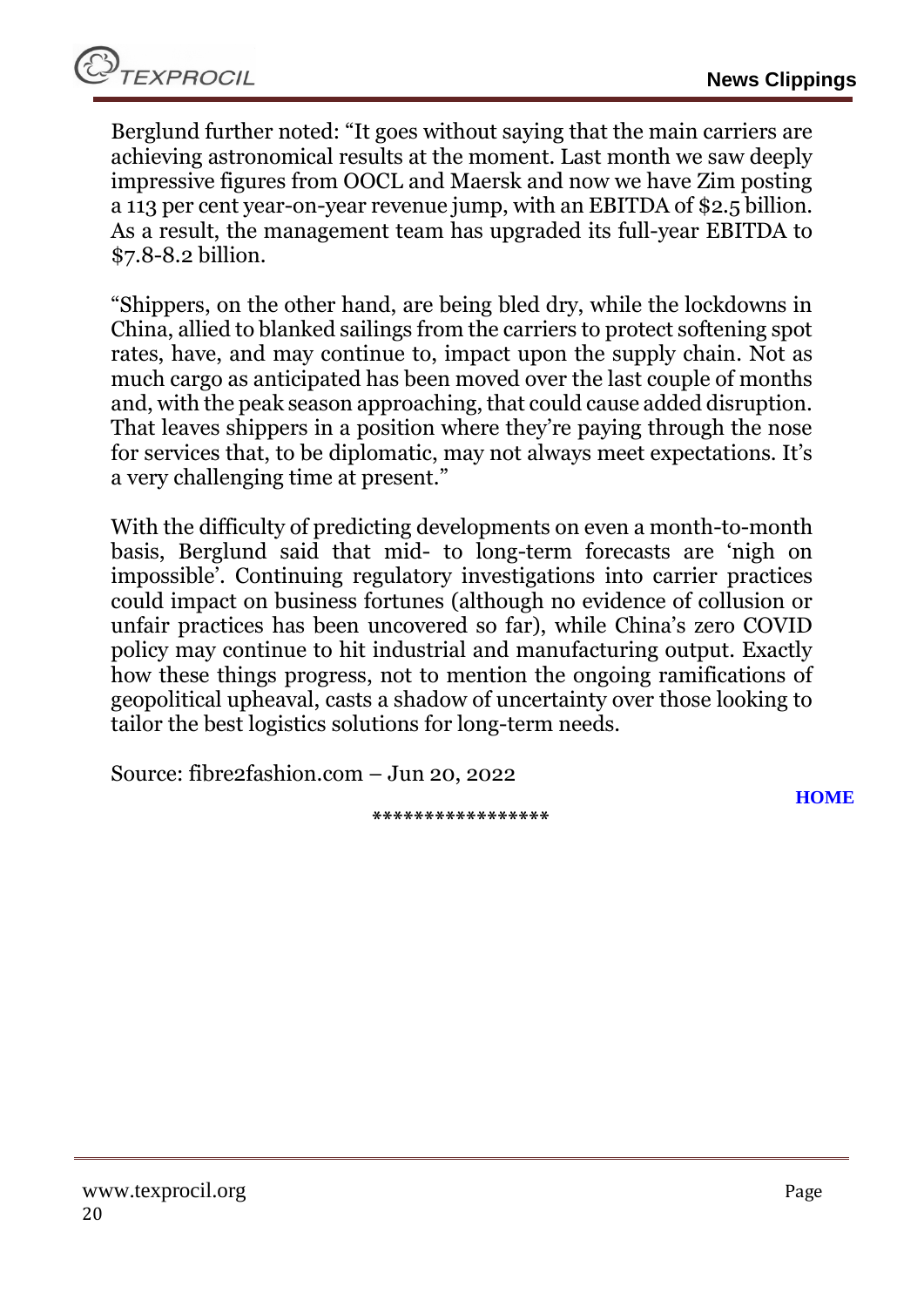Berglund further noted: "It goes without saying that the main carriers are achieving astronomical results at the moment. Last month we saw deeply impressive figures from OOCL and Maersk and now we have Zim posting a 113 per cent year-on-year revenue jump, with an EBITDA of $2.5 billion. As a result, the management team has upgraded its full-year EBITDA to $7.8-8.2 billion.

"Shippers, on the other hand, are being bled dry, while the lockdowns in China, allied to blanked sailings from the carriers to protect softening spot rates, have, and may continue to, impact upon the supply chain. Not as much cargo as anticipated has been moved over the last couple of months and, with the peak season approaching, that could cause added disruption. That leaves shippers in a position where they're paying through the nose for services that, to be diplomatic, may not always meet expectations. It's a very challenging time at present."

With the difficulty of predicting developments on even a month-to-month basis, Berglund said that mid- to long-term forecasts are 'nigh on impossible'. Continuing regulatory investigations into carrier practices could impact on business fortunes (although no evidence of collusion or unfair practices has been uncovered so far), while China's zero COVID policy may continue to hit industrial and manufacturing output. Exactly how these things progress, not to mention the ongoing ramifications of geopolitical upheaval, casts a shadow of uncertainty over those looking to tailor the best logistics solutions for long-term needs.

Source: fibre2fashion.com – Jun 20, 2022

**HOME**

*****************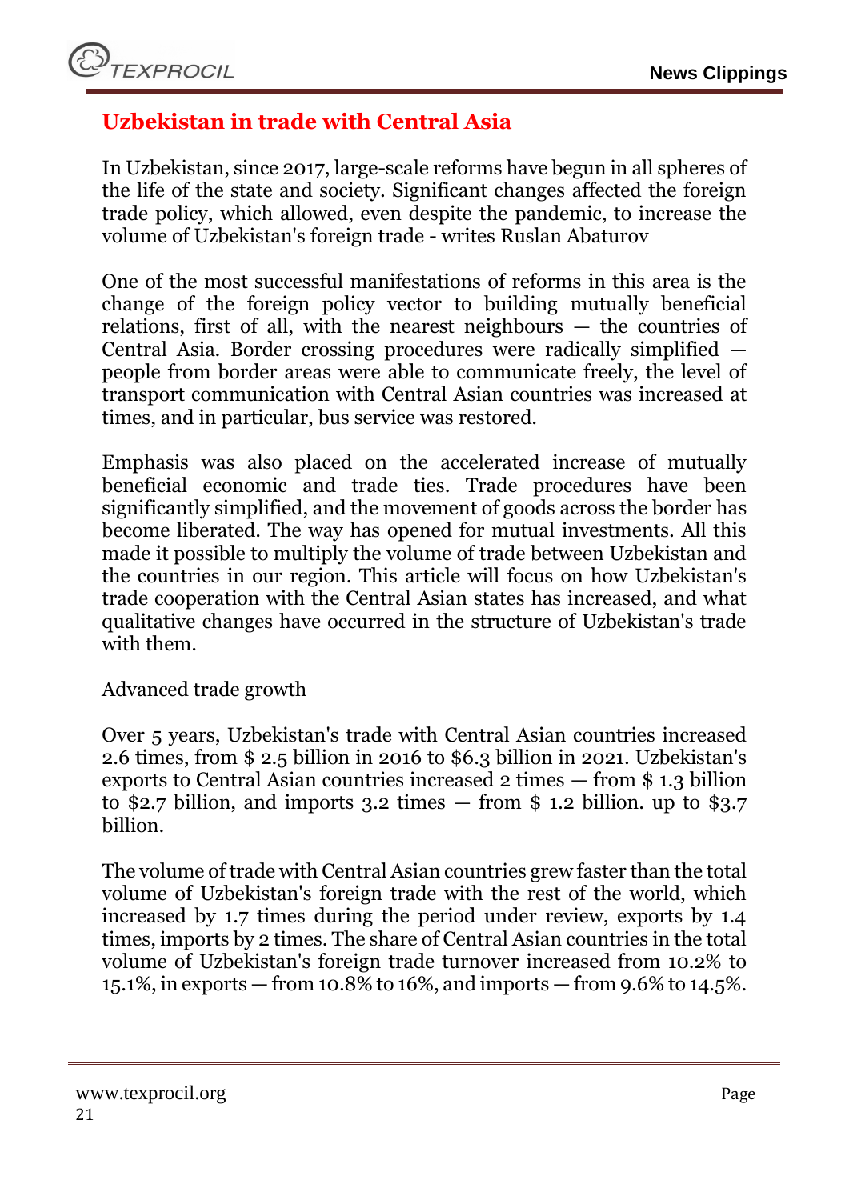## Uzbekistan in trade with Central Asia

In Uzbekistan, since 2017, large-scale reforms have begun in all spheres of the life of the state and society. Significant changes affected the foreign trade policy, which allowed, even despite the pandemic, to increase the volume of Uzbekistan's foreign trade - writes Ruslan Abaturov

One of the most successful manifestations of reforms in this area is the change of the foreign policy vector to building mutually beneficial relations, first of all, with the nearest neighbours — the countries of Central Asia. Border crossing procedures were radically simplified — people from border areas were able to communicate freely, the level of transport communication with Central Asian countries was increased at times, and in particular, bus service was restored.

Emphasis was also placed on the accelerated increase of mutually beneficial economic and trade ties. Trade procedures have been significantly simplified, and the movement of goods across the border has become liberated. The way has opened for mutual investments. All this made it possible to multiply the volume of trade between Uzbekistan and the countries in our region. This article will focus on how Uzbekistan's trade cooperation with the Central Asian states has increased, and what qualitative changes have occurred in the structure of Uzbekistan's trade with them.

Advanced trade growth

Over 5 years, Uzbekistan's trade with Central Asian countries increased 2.6 times, from \$ 2.5 billion in 2016 to \$6.3 billion in 2021. Uzbekistan's exports to Central Asian countries increased 2 times — from \$ 1.3 billion to \$2.7 billion, and imports 3.2 times — from \$ 1.2 billion. up to \$3.7 billion.

The volume of trade with Central Asian countries grew faster than the total volume of Uzbekistan's foreign trade with the rest of the world, which increased by 1.7 times during the period under review, exports by 1.4 times, imports by 2 times. The share of Central Asian countries in the total volume of Uzbekistan's foreign trade turnover increased from 10.2% to 15.1%, in exports — from 10.8% to 16%, and imports — from 9.6% to 14.5%.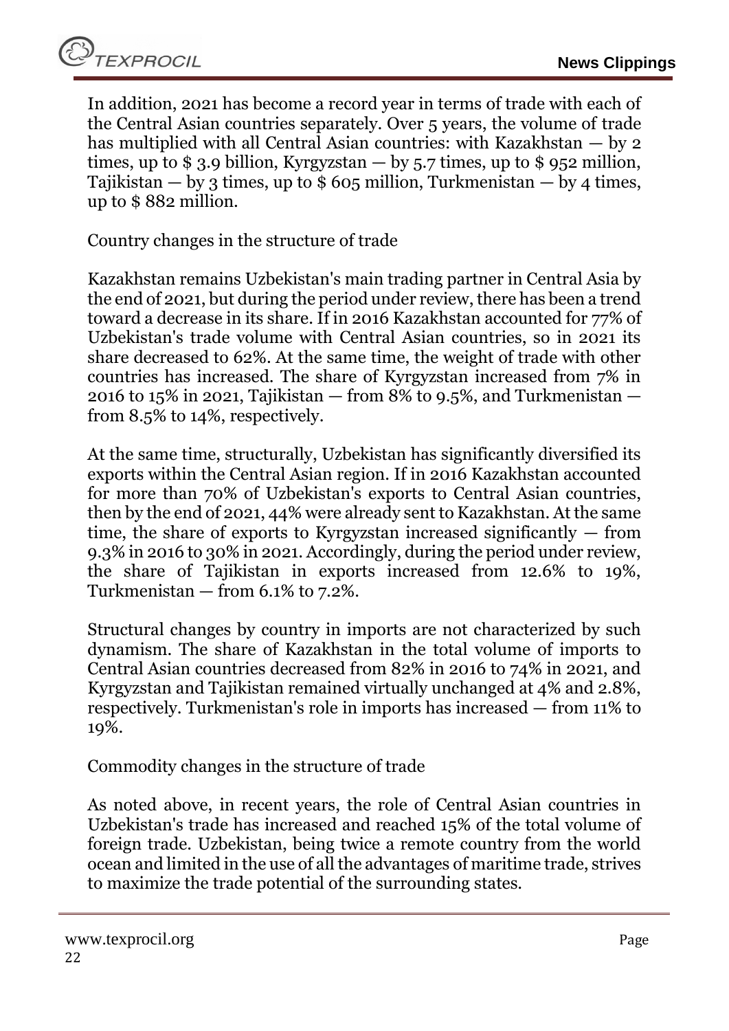In addition, 2021 has become a record year in terms of trade with each of the Central Asian countries separately. Over 5 years, the volume of trade has multiplied with all Central Asian countries: with Kazakhstan — by 2 times, up to $ 3.9 billion, Kyrgyzstan — by 5.7 times, up to $ 952 million, Tajikistan — by 3 times, up to $ 605 million, Turkmenistan — by 4 times, up to $ 882 million.

Country changes in the structure of trade

Kazakhstan remains Uzbekistan's main trading partner in Central Asia by the end of 2021, but during the period under review, there has been a trend toward a decrease in its share. If in 2016 Kazakhstan accounted for 77% of Uzbekistan's trade volume with Central Asian countries, so in 2021 its share decreased to 62%. At the same time, the weight of trade with other countries has increased. The share of Kyrgyzstan increased from 7% in 2016 to 15% in 2021, Tajikistan — from 8% to 9.5%, and Turkmenistan — from 8.5% to 14%, respectively.

At the same time, structurally, Uzbekistan has significantly diversified its exports within the Central Asian region. If in 2016 Kazakhstan accounted for more than 70% of Uzbekistan's exports to Central Asian countries, then by the end of 2021, 44% were already sent to Kazakhstan. At the same time, the share of exports to Kyrgyzstan increased significantly — from 9.3% in 2016 to 30% in 2021. Accordingly, during the period under review, the share of Tajikistan in exports increased from 12.6% to 19%, Turkmenistan — from 6.1% to 7.2%.

Structural changes by country in imports are not characterized by such dynamism. The share of Kazakhstan in the total volume of imports to Central Asian countries decreased from 82% in 2016 to 74% in 2021, and Kyrgyzstan and Tajikistan remained virtually unchanged at 4% and 2.8%, respectively. Turkmenistan's role in imports has increased — from 11% to 19%.

Commodity changes in the structure of trade

As noted above, in recent years, the role of Central Asian countries in Uzbekistan's trade has increased and reached 15% of the total volume of foreign trade. Uzbekistan, being twice a remote country from the world ocean and limited in the use of all the advantages of maritime trade, strives to maximize the trade potential of the surrounding states.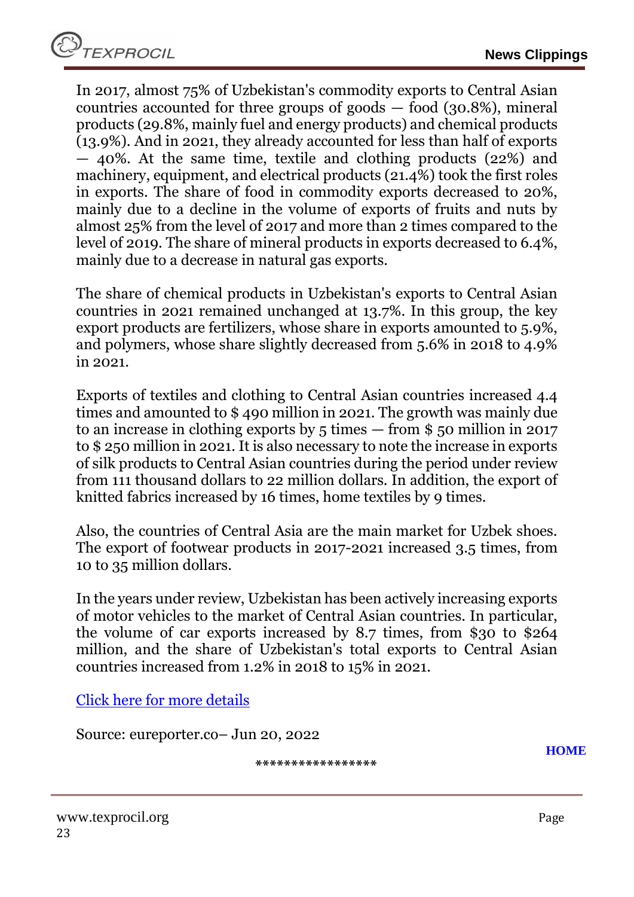In 2017, almost 75% of Uzbekistan's commodity exports to Central Asian countries accounted for three groups of goods — food (30.8%), mineral products (29.8%, mainly fuel and energy products) and chemical products (13.9%). And in 2021, they already accounted for less than half of exports — 40%. At the same time, textile and clothing products (22%) and machinery, equipment, and electrical products (21.4%) took the first roles in exports. The share of food in commodity exports decreased to 20%, mainly due to a decline in the volume of exports of fruits and nuts by almost 25% from the level of 2017 and more than 2 times compared to the level of 2019. The share of mineral products in exports decreased to 6.4%, mainly due to a decrease in natural gas exports.

The share of chemical products in Uzbekistan's exports to Central Asian countries in 2021 remained unchanged at 13.7%. In this group, the key export products are fertilizers, whose share in exports amounted to 5.9%, and polymers, whose share slightly decreased from 5.6% in 2018 to 4.9% in 2021.

Exports of textiles and clothing to Central Asian countries increased 4.4 times and amounted to $ 490 million in 2021. The growth was mainly due to an increase in clothing exports by 5 times — from $ 50 million in 2017 to $ 250 million in 2021. It is also necessary to note the increase in exports of silk products to Central Asian countries during the period under review from 111 thousand dollars to 22 million dollars. In addition, the export of knitted fabrics increased by 16 times, home textiles by 9 times.

Also, the countries of Central Asia are the main market for Uzbek shoes. The export of footwear products in 2017-2021 increased 3.5 times, from 10 to 35 million dollars.

In the years under review, Uzbekistan has been actively increasing exports of motor vehicles to the market of Central Asian countries. In particular, the volume of car exports increased by 8.7 times, from $30 to $264 million, and the share of Uzbekistan's total exports to Central Asian countries increased from 1.2% in 2018 to 15% in 2021.

Click here for more details

Source: eureporter.co– Jun 20, 2022

HOME

*****************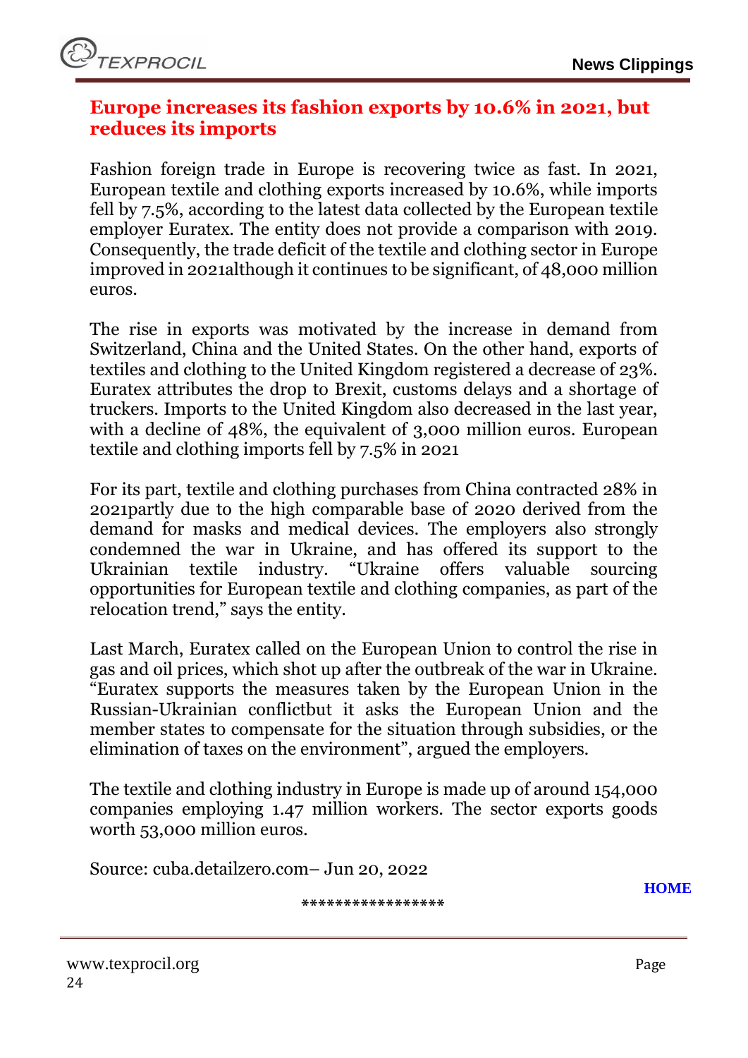## Europe increases its fashion exports by 10.6% in 2021, but reduces its imports

Fashion foreign trade in Europe is recovering twice as fast. In 2021, European textile and clothing exports increased by 10.6%, while imports fell by 7.5%, according to the latest data collected by the European textile employer Euratex. The entity does not provide a comparison with 2019. Consequently, the trade deficit of the textile and clothing sector in Europe improved in 2021although it continues to be significant, of 48,000 million euros.

The rise in exports was motivated by the increase in demand from Switzerland, China and the United States. On the other hand, exports of textiles and clothing to the United Kingdom registered a decrease of 23%. Euratex attributes the drop to Brexit, customs delays and a shortage of truckers. Imports to the United Kingdom also decreased in the last year, with a decline of 48%, the equivalent of 3,000 million euros. European textile and clothing imports fell by 7.5% in 2021

For its part, textile and clothing purchases from China contracted 28% in 2021partly due to the high comparable base of 2020 derived from the demand for masks and medical devices. The employers also strongly condemned the war in Ukraine, and has offered its support to the Ukrainian textile industry. "Ukraine offers valuable sourcing opportunities for European textile and clothing companies, as part of the relocation trend," says the entity.

Last March, Euratex called on the European Union to control the rise in gas and oil prices, which shot up after the outbreak of the war in Ukraine. "Euratex supports the measures taken by the European Union in the Russian-Ukrainian conflictbut it asks the European Union and the member states to compensate for the situation through subsidies, or the elimination of taxes on the environment", argued the employers.

The textile and clothing industry in Europe is made up of around 154,000 companies employing 1.47 million workers. The sector exports goods worth 53,000 million euros.

Source: cuba.detailzero.com– Jun 20, 2022

**HOME**

*****************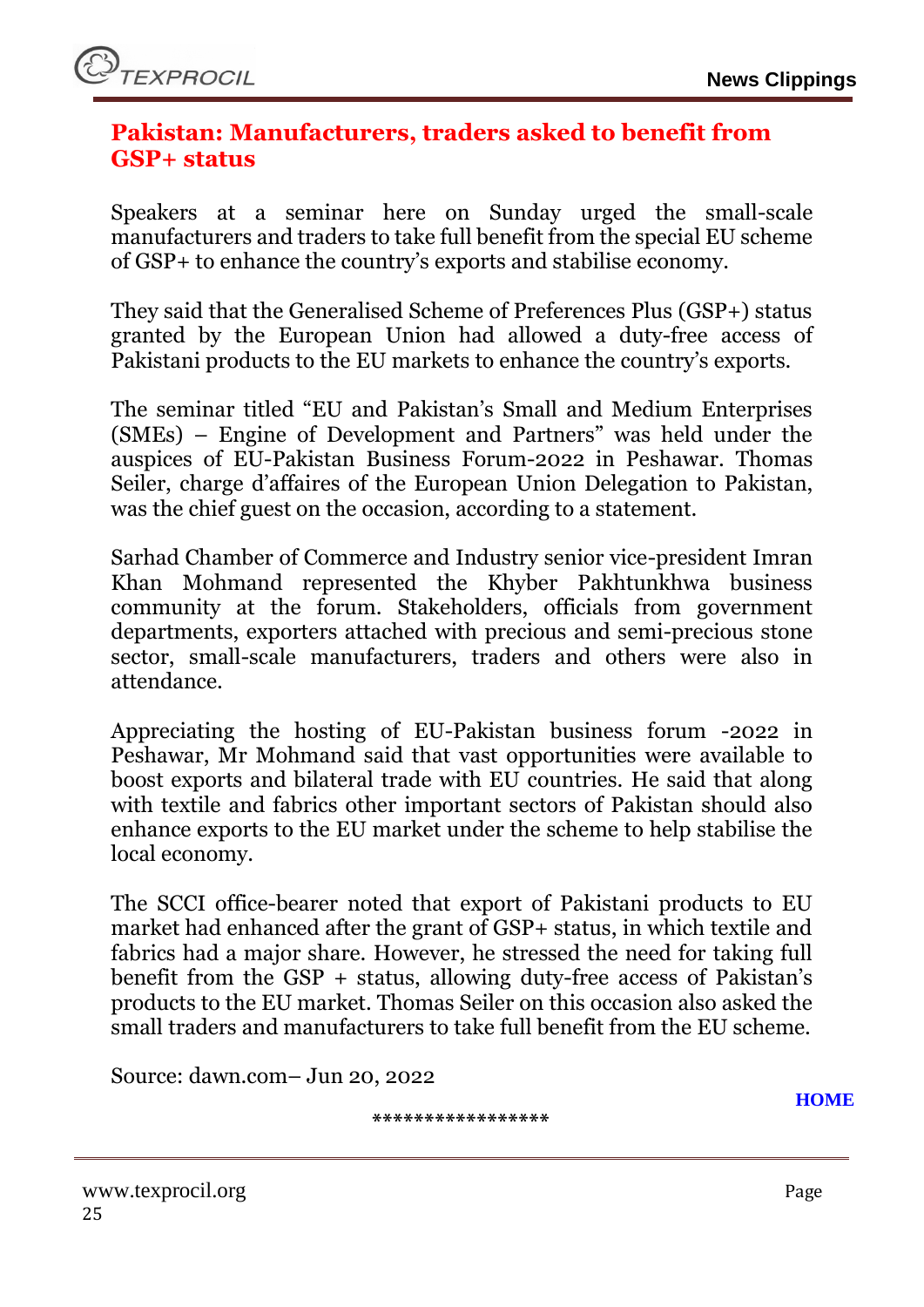## Pakistan: Manufacturers, traders asked to benefit from GSP+ status

Speakers at a seminar here on Sunday urged the small-scale manufacturers and traders to take full benefit from the special EU scheme of GSP+ to enhance the country's exports and stabilise economy.

They said that the Generalised Scheme of Preferences Plus (GSP+) status granted by the European Union had allowed a duty-free access of Pakistani products to the EU markets to enhance the country's exports.

The seminar titled "EU and Pakistan's Small and Medium Enterprises (SMEs) – Engine of Development and Partners" was held under the auspices of EU-Pakistan Business Forum-2022 in Peshawar. Thomas Seiler, charge d'affaires of the European Union Delegation to Pakistan, was the chief guest on the occasion, according to a statement.

Sarhad Chamber of Commerce and Industry senior vice-president Imran Khan Mohmand represented the Khyber Pakhtunkhwa business community at the forum. Stakeholders, officials from government departments, exporters attached with precious and semi-precious stone sector, small-scale manufacturers, traders and others were also in attendance.

Appreciating the hosting of EU-Pakistan business forum -2022 in Peshawar, Mr Mohmand said that vast opportunities were available to boost exports and bilateral trade with EU countries. He said that along with textile and fabrics other important sectors of Pakistan should also enhance exports to the EU market under the scheme to help stabilise the local economy.

The SCCI office-bearer noted that export of Pakistani products to EU market had enhanced after the grant of GSP+ status, in which textile and fabrics had a major share. However, he stressed the need for taking full benefit from the GSP + status, allowing duty-free access of Pakistan's products to the EU market. Thomas Seiler on this occasion also asked the small traders and manufacturers to take full benefit from the EU scheme.

Source: dawn.com– Jun 20, 2022

HOME

*****************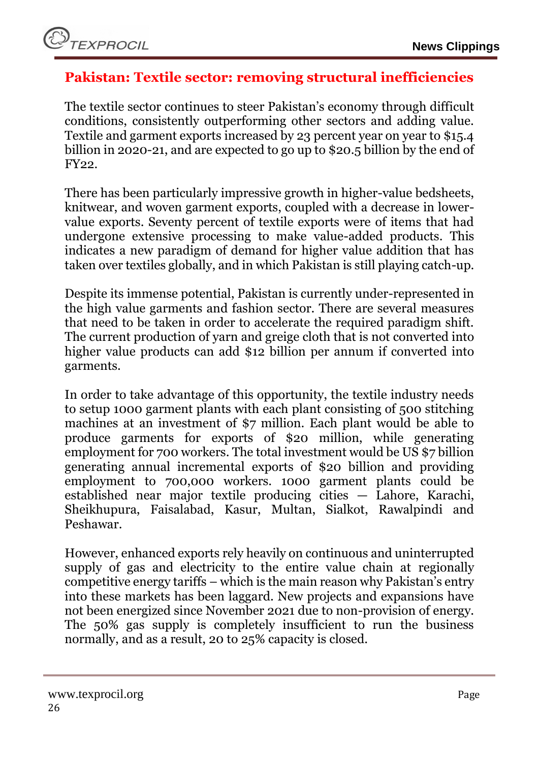## Pakistan: Textile sector: removing structural inefficiencies

The textile sector continues to steer Pakistan's economy through difficult conditions, consistently outperforming other sectors and adding value. Textile and garment exports increased by 23 percent year on year to $15.4 billion in 2020-21, and are expected to go up to $20.5 billion by the end of FY22.

There has been particularly impressive growth in higher-value bedsheets, knitwear, and woven garment exports, coupled with a decrease in lower-value exports. Seventy percent of textile exports were of items that had undergone extensive processing to make value-added products. This indicates a new paradigm of demand for higher value addition that has taken over textiles globally, and in which Pakistan is still playing catch-up.

Despite its immense potential, Pakistan is currently under-represented in the high value garments and fashion sector. There are several measures that need to be taken in order to accelerate the required paradigm shift. The current production of yarn and greige cloth that is not converted into higher value products can add $12 billion per annum if converted into garments.

In order to take advantage of this opportunity, the textile industry needs to setup 1000 garment plants with each plant consisting of 500 stitching machines at an investment of $7 million. Each plant would be able to produce garments for exports of $20 million, while generating employment for 700 workers. The total investment would be US $7 billion generating annual incremental exports of $20 billion and providing employment to 700,000 workers. 1000 garment plants could be established near major textile producing cities — Lahore, Karachi, Sheikhupura, Faisalabad, Kasur, Multan, Sialkot, Rawalpindi and Peshawar.

However, enhanced exports rely heavily on continuous and uninterrupted supply of gas and electricity to the entire value chain at regionally competitive energy tariffs – which is the main reason why Pakistan's entry into these markets has been laggard. New projects and expansions have not been energized since November 2021 due to non-provision of energy. The 50% gas supply is completely insufficient to run the business normally, and as a result, 20 to 25% capacity is closed.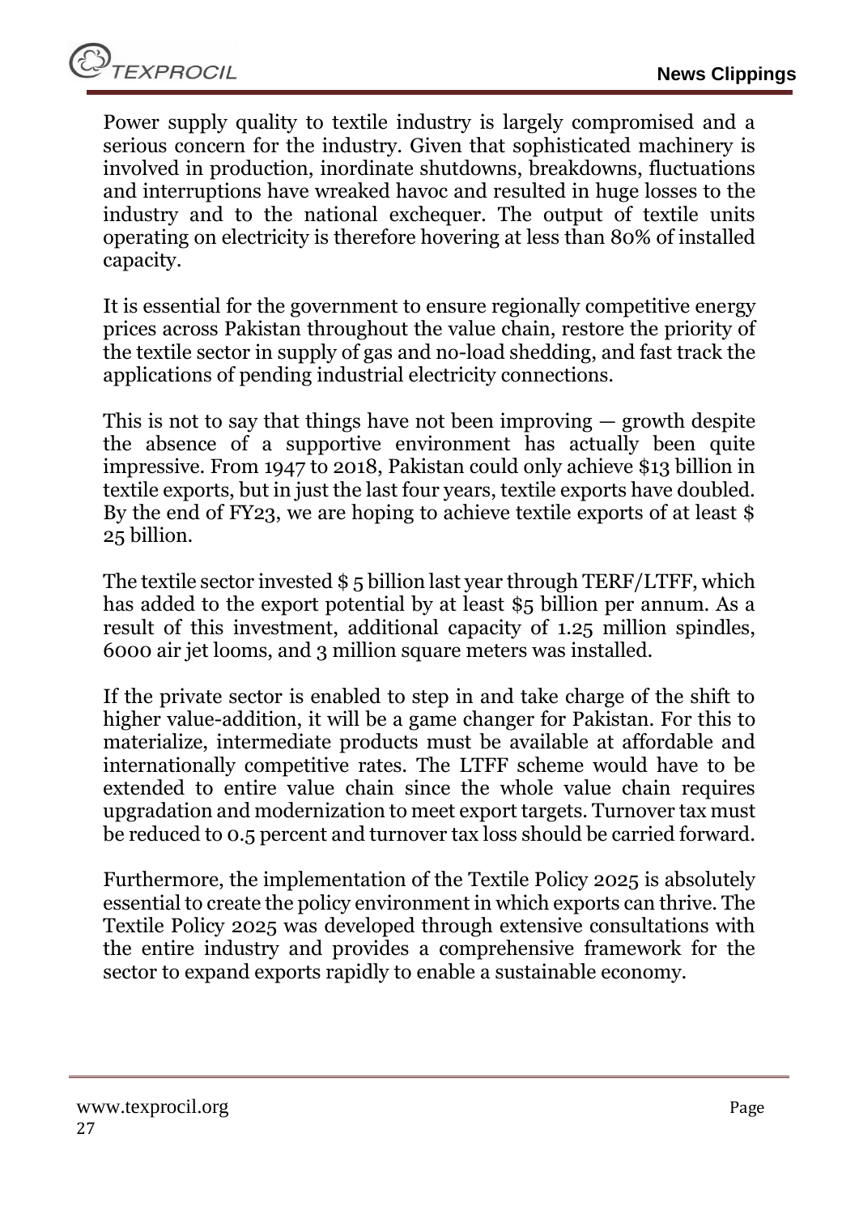Power supply quality to textile industry is largely compromised and a serious concern for the industry. Given that sophisticated machinery is involved in production, inordinate shutdowns, breakdowns, fluctuations and interruptions have wreaked havoc and resulted in huge losses to the industry and to the national exchequer. The output of textile units operating on electricity is therefore hovering at less than 80% of installed capacity.

It is essential for the government to ensure regionally competitive energy prices across Pakistan throughout the value chain, restore the priority of the textile sector in supply of gas and no-load shedding, and fast track the applications of pending industrial electricity connections.

This is not to say that things have not been improving — growth despite the absence of a supportive environment has actually been quite impressive. From 1947 to 2018, Pakistan could only achieve $13 billion in textile exports, but in just the last four years, textile exports have doubled. By the end of FY23, we are hoping to achieve textile exports of at least $ 25 billion.

The textile sector invested $ 5 billion last year through TERF/LTFF, which has added to the export potential by at least $5 billion per annum. As a result of this investment, additional capacity of 1.25 million spindles, 6000 air jet looms, and 3 million square meters was installed.

If the private sector is enabled to step in and take charge of the shift to higher value-addition, it will be a game changer for Pakistan. For this to materialize, intermediate products must be available at affordable and internationally competitive rates. The LTFF scheme would have to be extended to entire value chain since the whole value chain requires upgradation and modernization to meet export targets. Turnover tax must be reduced to 0.5 percent and turnover tax loss should be carried forward.

Furthermore, the implementation of the Textile Policy 2025 is absolutely essential to create the policy environment in which exports can thrive. The Textile Policy 2025 was developed through extensive consultations with the entire industry and provides a comprehensive framework for the sector to expand exports rapidly to enable a sustainable economy.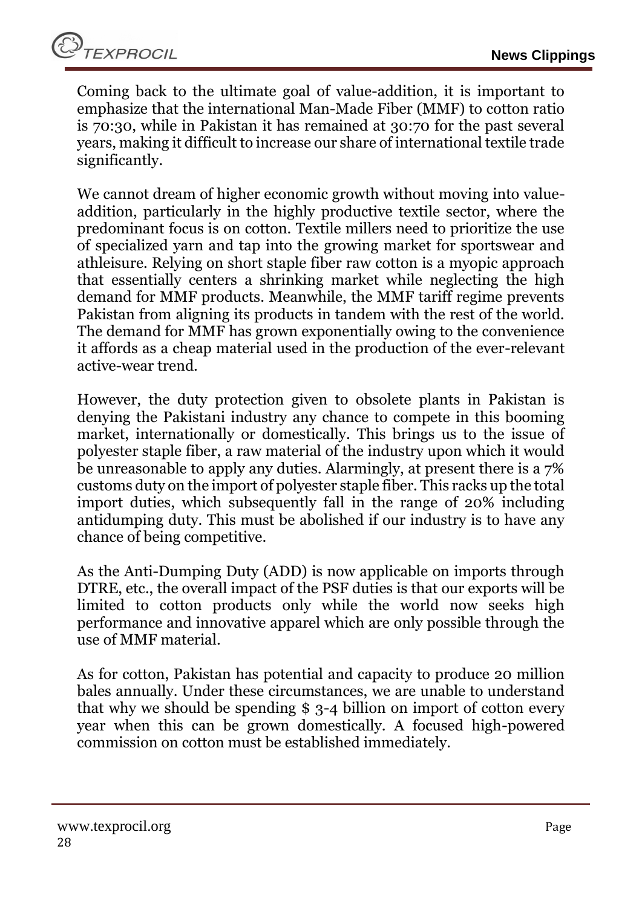Coming back to the ultimate goal of value-addition, it is important to emphasize that the international Man-Made Fiber (MMF) to cotton ratio is 70:30, while in Pakistan it has remained at 30:70 for the past several years, making it difficult to increase our share of international textile trade significantly.

We cannot dream of higher economic growth without moving into value-addition, particularly in the highly productive textile sector, where the predominant focus is on cotton. Textile millers need to prioritize the use of specialized yarn and tap into the growing market for sportswear and athleisure. Relying on short staple fiber raw cotton is a myopic approach that essentially centers a shrinking market while neglecting the high demand for MMF products. Meanwhile, the MMF tariff regime prevents Pakistan from aligning its products in tandem with the rest of the world. The demand for MMF has grown exponentially owing to the convenience it affords as a cheap material used in the production of the ever-relevant active-wear trend.

However, the duty protection given to obsolete plants in Pakistan is denying the Pakistani industry any chance to compete in this booming market, internationally or domestically. This brings us to the issue of polyester staple fiber, a raw material of the industry upon which it would be unreasonable to apply any duties. Alarmingly, at present there is a 7% customs duty on the import of polyester staple fiber. This racks up the total import duties, which subsequently fall in the range of 20% including antidumping duty. This must be abolished if our industry is to have any chance of being competitive.

As the Anti-Dumping Duty (ADD) is now applicable on imports through DTRE, etc., the overall impact of the PSF duties is that our exports will be limited to cotton products only while the world now seeks high performance and innovative apparel which are only possible through the use of MMF material.

As for cotton, Pakistan has potential and capacity to produce 20 million bales annually. Under these circumstances, we are unable to understand that why we should be spending $ 3-4 billion on import of cotton every year when this can be grown domestically. A focused high-powered commission on cotton must be established immediately.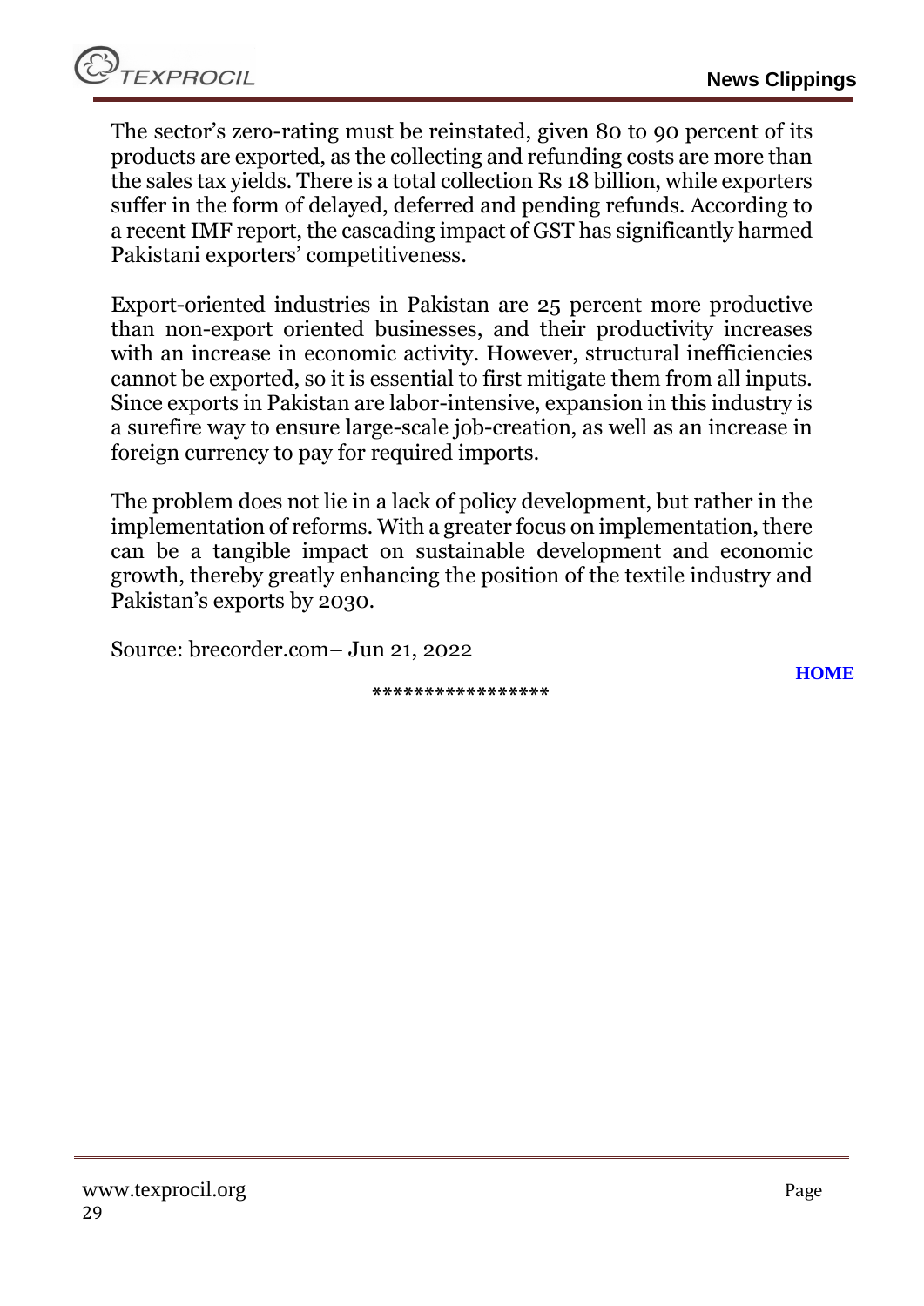The sector's zero-rating must be reinstated, given 80 to 90 percent of its products are exported, as the collecting and refunding costs are more than the sales tax yields. There is a total collection Rs 18 billion, while exporters suffer in the form of delayed, deferred and pending refunds. According to a recent IMF report, the cascading impact of GST has significantly harmed Pakistani exporters' competitiveness.

Export-oriented industries in Pakistan are 25 percent more productive than non-export oriented businesses, and their productivity increases with an increase in economic activity. However, structural inefficiencies cannot be exported, so it is essential to first mitigate them from all inputs. Since exports in Pakistan are labor-intensive, expansion in this industry is a surefire way to ensure large-scale job-creation, as well as an increase in foreign currency to pay for required imports.

The problem does not lie in a lack of policy development, but rather in the implementation of reforms. With a greater focus on implementation, there can be a tangible impact on sustainable development and economic growth, thereby greatly enhancing the position of the textile industry and Pakistan's exports by 2030.

Source: brecorder.com– Jun 21, 2022

HOME

*****************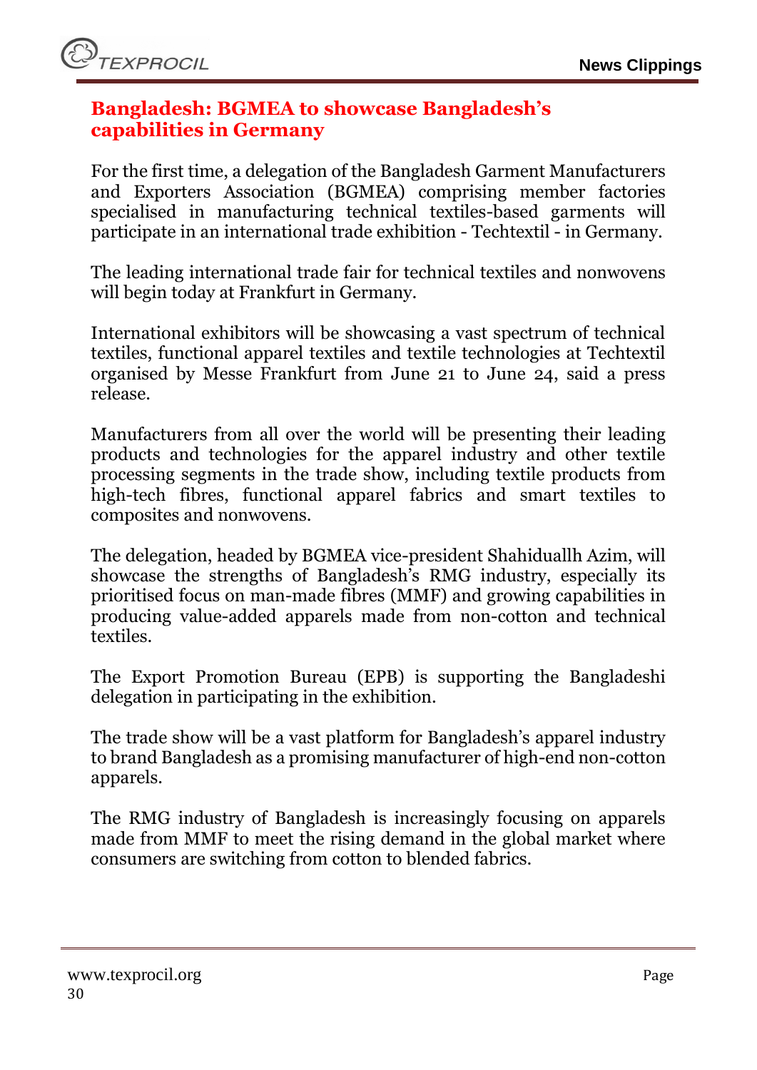## Bangladesh: BGMEA to showcase Bangladesh's capabilities in Germany

For the first time, a delegation of the Bangladesh Garment Manufacturers and Exporters Association (BGMEA) comprising member factories specialised in manufacturing technical textiles-based garments will participate in an international trade exhibition - Techtextil - in Germany.

The leading international trade fair for technical textiles and nonwovens will begin today at Frankfurt in Germany.

International exhibitors will be showcasing a vast spectrum of technical textiles, functional apparel textiles and textile technologies at Techtextil organised by Messe Frankfurt from June 21 to June 24, said a press release.

Manufacturers from all over the world will be presenting their leading products and technologies for the apparel industry and other textile processing segments in the trade show, including textile products from high-tech fibres, functional apparel fabrics and smart textiles to composites and nonwovens.

The delegation, headed by BGMEA vice-president Shahiduallh Azim, will showcase the strengths of Bangladesh's RMG industry, especially its prioritised focus on man-made fibres (MMF) and growing capabilities in producing value-added apparels made from non-cotton and technical textiles.

The Export Promotion Bureau (EPB) is supporting the Bangladeshi delegation in participating in the exhibition.

The trade show will be a vast platform for Bangladesh's apparel industry to brand Bangladesh as a promising manufacturer of high-end non-cotton apparels.

The RMG industry of Bangladesh is increasingly focusing on apparels made from MMF to meet the rising demand in the global market where consumers are switching from cotton to blended fabrics.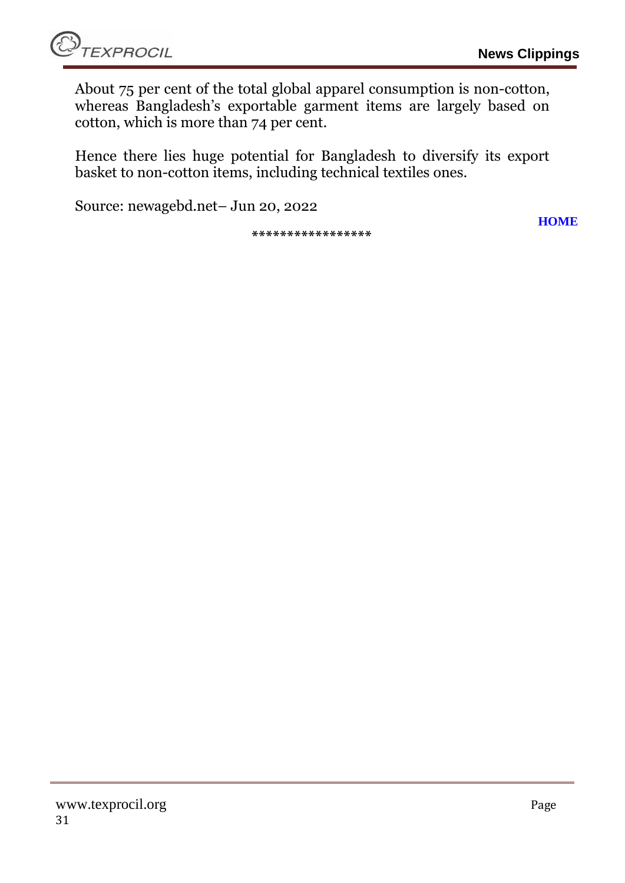About 75 per cent of the total global apparel consumption is non-cotton, whereas Bangladesh's exportable garment items are largely based on cotton, which is more than 74 per cent.

Hence there lies huge potential for Bangladesh to diversify its export basket to non-cotton items, including technical textiles ones.

Source: newagebd.net– Jun 20, 2022

**HOME**

*****************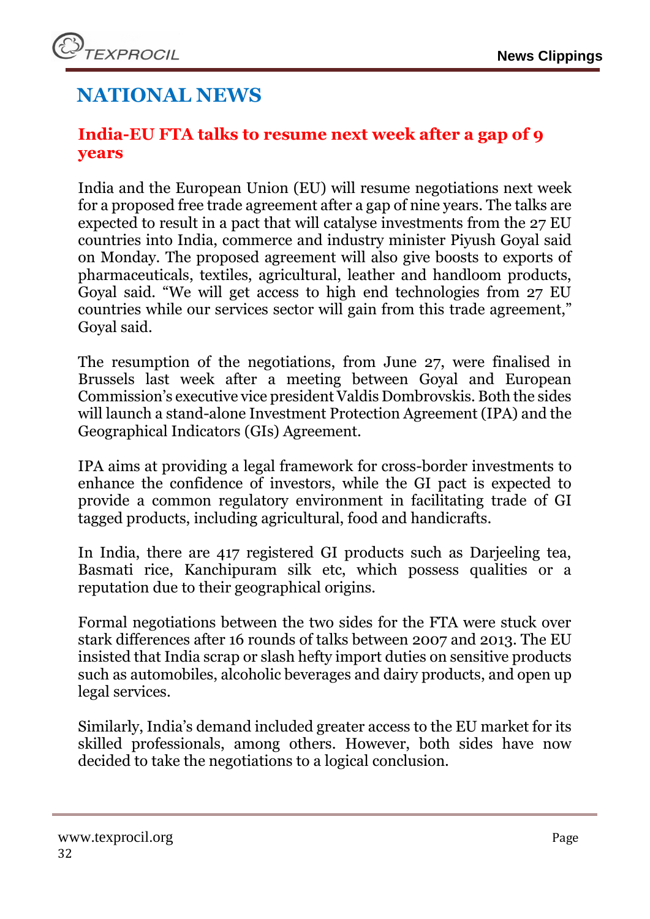# NATIONAL NEWS

## India-EU FTA talks to resume next week after a gap of 9 years

India and the European Union (EU) will resume negotiations next week for a proposed free trade agreement after a gap of nine years. The talks are expected to result in a pact that will catalyse investments from the 27 EU countries into India, commerce and industry minister Piyush Goyal said on Monday. The proposed agreement will also give boosts to exports of pharmaceuticals, textiles, agricultural, leather and handloom products, Goyal said. "We will get access to high end technologies from 27 EU countries while our services sector will gain from this trade agreement," Goyal said.

The resumption of the negotiations, from June 27, were finalised in Brussels last week after a meeting between Goyal and European Commission's executive vice president Valdis Dombrovskis. Both the sides will launch a stand-alone Investment Protection Agreement (IPA) and the Geographical Indicators (GIs) Agreement.

IPA aims at providing a legal framework for cross-border investments to enhance the confidence of investors, while the GI pact is expected to provide a common regulatory environment in facilitating trade of GI tagged products, including agricultural, food and handicrafts.

In India, there are 417 registered GI products such as Darjeeling tea, Basmati rice, Kanchipuram silk etc, which possess qualities or a reputation due to their geographical origins.

Formal negotiations between the two sides for the FTA were stuck over stark differences after 16 rounds of talks between 2007 and 2013. The EU insisted that India scrap or slash hefty import duties on sensitive products such as automobiles, alcoholic beverages and dairy products, and open up legal services.

Similarly, India's demand included greater access to the EU market for its skilled professionals, among others. However, both sides have now decided to take the negotiations to a logical conclusion.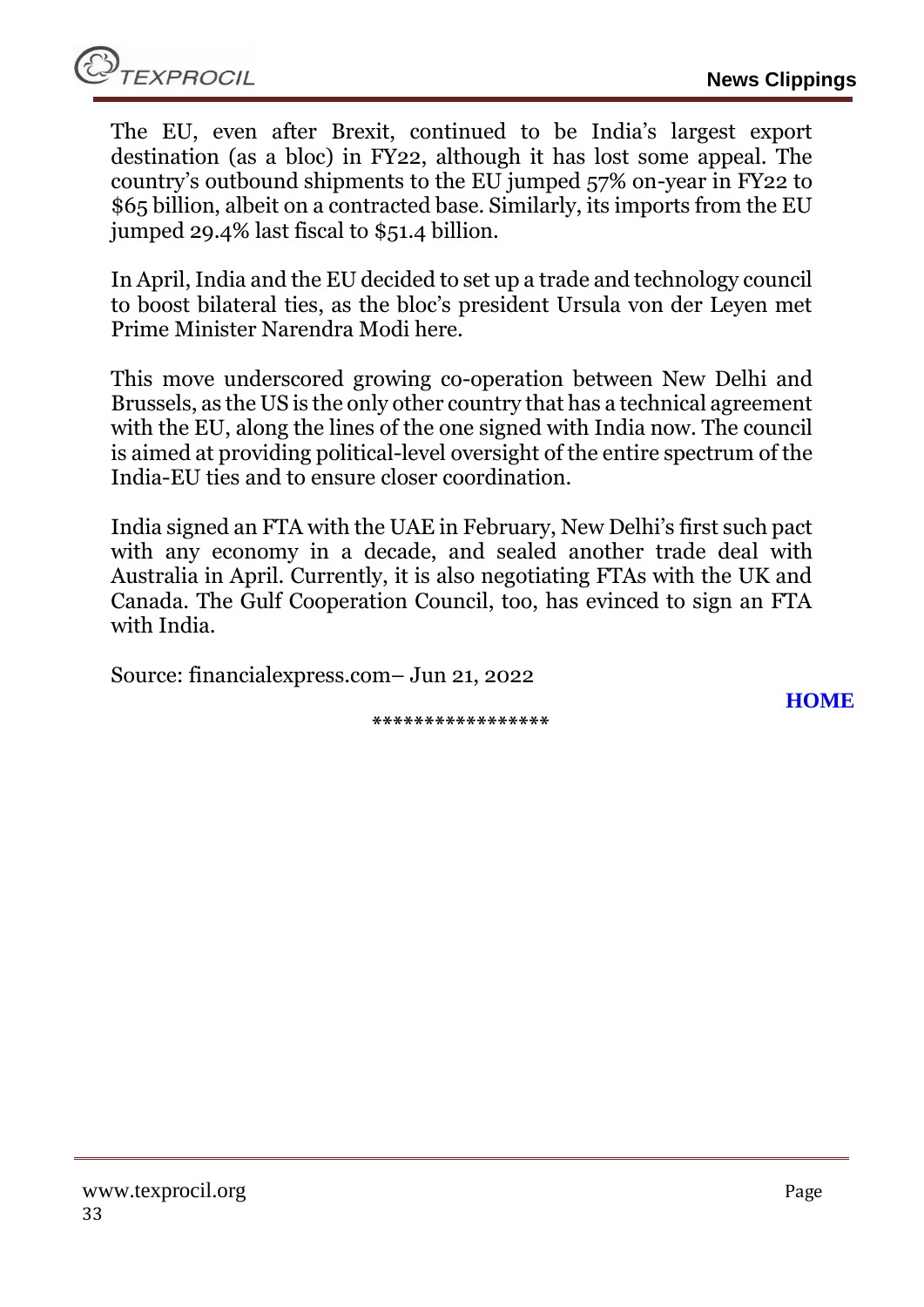The EU, even after Brexit, continued to be India's largest export destination (as a bloc) in FY22, although it has lost some appeal. The country's outbound shipments to the EU jumped 57% on-year in FY22 to $65 billion, albeit on a contracted base. Similarly, its imports from the EU jumped 29.4% last fiscal to $51.4 billion.

In April, India and the EU decided to set up a trade and technology council to boost bilateral ties, as the bloc's president Ursula von der Leyen met Prime Minister Narendra Modi here.

This move underscored growing co-operation between New Delhi and Brussels, as the US is the only other country that has a technical agreement with the EU, along the lines of the one signed with India now. The council is aimed at providing political-level oversight of the entire spectrum of the India-EU ties and to ensure closer coordination.

India signed an FTA with the UAE in February, New Delhi's first such pact with any economy in a decade, and sealed another trade deal with Australia in April. Currently, it is also negotiating FTAs with the UK and Canada. The Gulf Cooperation Council, too, has evinced to sign an FTA with India.

Source: financialexpress.com– Jun 21, 2022

**HOME**

*****************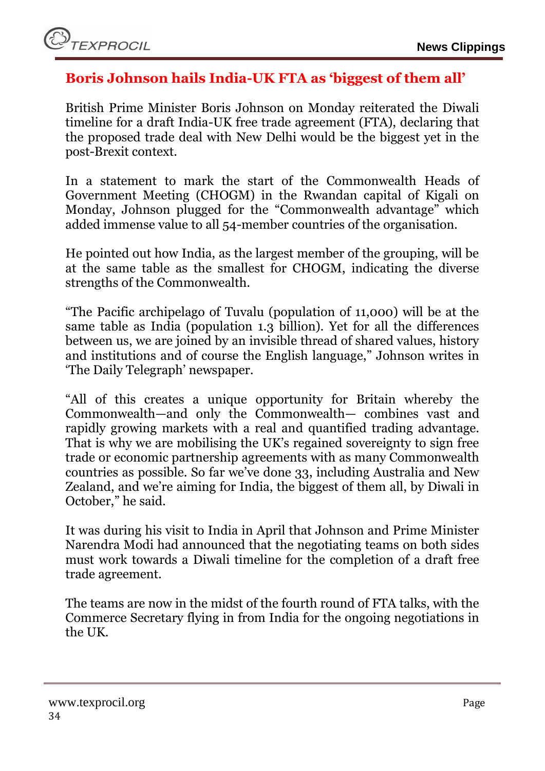## Boris Johnson hails India-UK FTA as 'biggest of them all'

British Prime Minister Boris Johnson on Monday reiterated the Diwali timeline for a draft India-UK free trade agreement (FTA), declaring that the proposed trade deal with New Delhi would be the biggest yet in the post-Brexit context.

In a statement to mark the start of the Commonwealth Heads of Government Meeting (CHOGM) in the Rwandan capital of Kigali on Monday, Johnson plugged for the "Commonwealth advantage" which added immense value to all 54-member countries of the organisation.

He pointed out how India, as the largest member of the grouping, will be at the same table as the smallest for CHOGM, indicating the diverse strengths of the Commonwealth.

"The Pacific archipelago of Tuvalu (population of 11,000) will be at the same table as India (population 1.3 billion). Yet for all the differences between us, we are joined by an invisible thread of shared values, history and institutions and of course the English language," Johnson writes in 'The Daily Telegraph' newspaper.

"All of this creates a unique opportunity for Britain whereby the Commonwealth—and only the Commonwealth— combines vast and rapidly growing markets with a real and quantified trading advantage. That is why we are mobilising the UK's regained sovereignty to sign free trade or economic partnership agreements with as many Commonwealth countries as possible. So far we've done 33, including Australia and New Zealand, and we're aiming for India, the biggest of them all, by Diwali in October," he said.

It was during his visit to India in April that Johnson and Prime Minister Narendra Modi had announced that the negotiating teams on both sides must work towards a Diwali timeline for the completion of a draft free trade agreement.

The teams are now in the midst of the fourth round of FTA talks, with the Commerce Secretary flying in from India for the ongoing negotiations in the UK.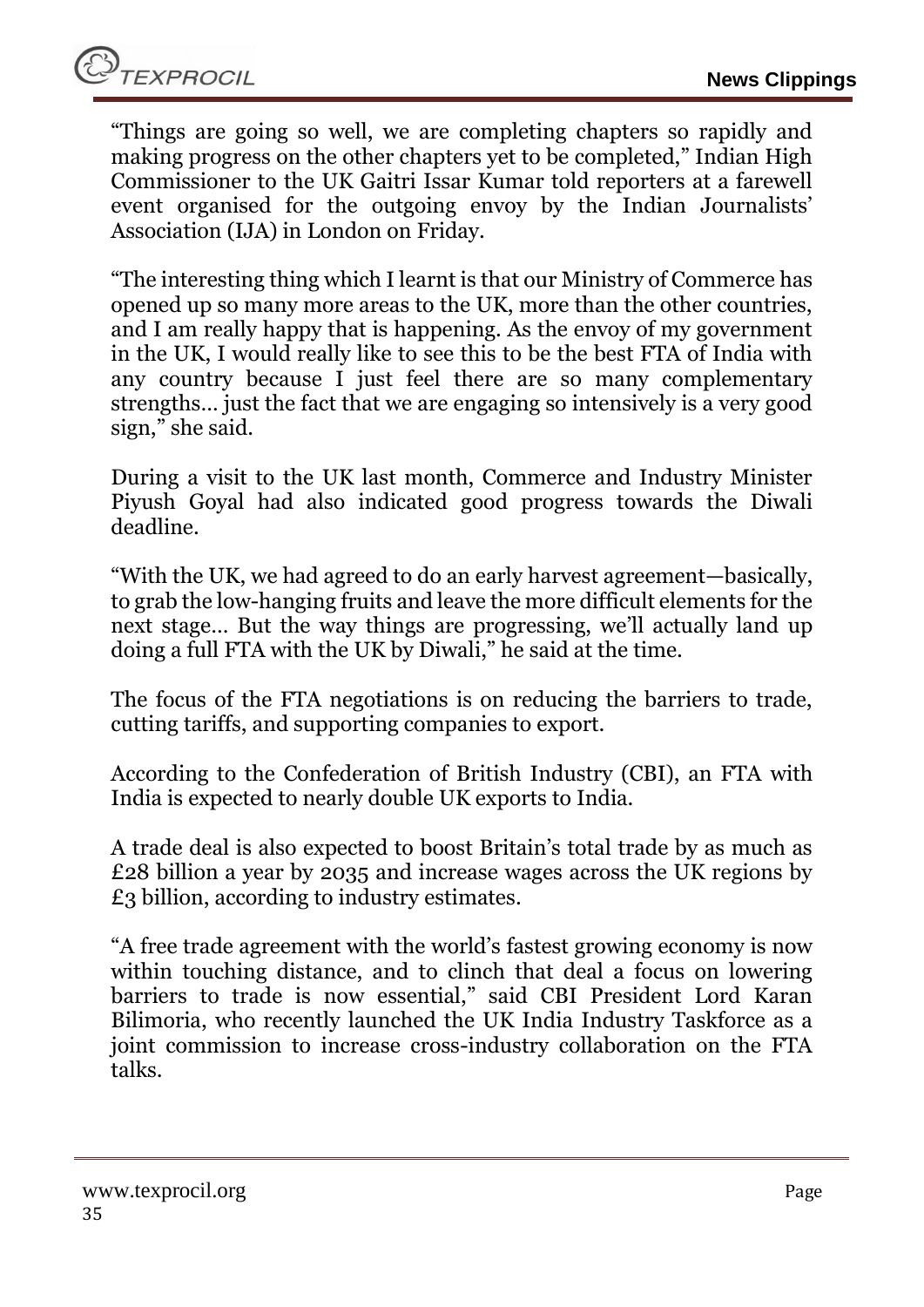"Things are going so well, we are completing chapters so rapidly and making progress on the other chapters yet to be completed," Indian High Commissioner to the UK Gaitri Issar Kumar told reporters at a farewell event organised for the outgoing envoy by the Indian Journalists' Association (IJA) in London on Friday.

"The interesting thing which I learnt is that our Ministry of Commerce has opened up so many more areas to the UK, more than the other countries, and I am really happy that is happening. As the envoy of my government in the UK, I would really like to see this to be the best FTA of India with any country because I just feel there are so many complementary strengths… just the fact that we are engaging so intensively is a very good sign," she said.

During a visit to the UK last month, Commerce and Industry Minister Piyush Goyal had also indicated good progress towards the Diwali deadline.

"With the UK, we had agreed to do an early harvest agreement—basically, to grab the low-hanging fruits and leave the more difficult elements for the next stage… But the way things are progressing, we'll actually land up doing a full FTA with the UK by Diwali," he said at the time.

The focus of the FTA negotiations is on reducing the barriers to trade, cutting tariffs, and supporting companies to export.

According to the Confederation of British Industry (CBI), an FTA with India is expected to nearly double UK exports to India.

A trade deal is also expected to boost Britain's total trade by as much as £28 billion a year by 2035 and increase wages across the UK regions by £3 billion, according to industry estimates.

"A free trade agreement with the world's fastest growing economy is now within touching distance, and to clinch that deal a focus on lowering barriers to trade is now essential," said CBI President Lord Karan Bilimoria, who recently launched the UK India Industry Taskforce as a joint commission to increase cross-industry collaboration on the FTA talks.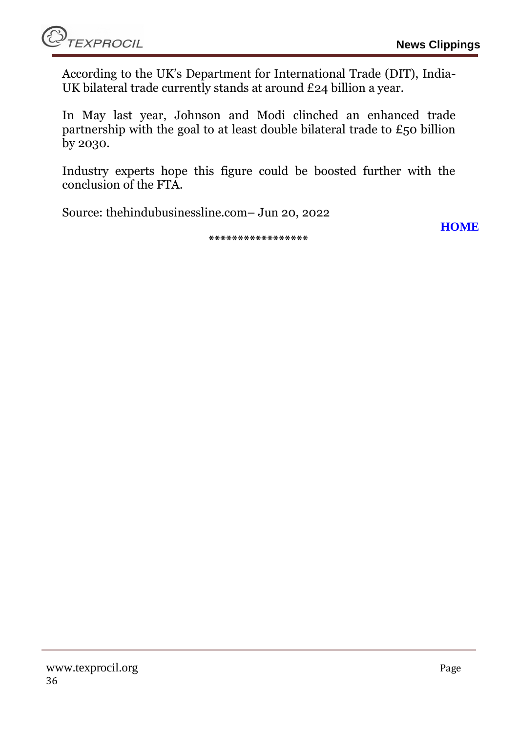According to the UK's Department for International Trade (DIT), India-UK bilateral trade currently stands at around £24 billion a year.

In May last year, Johnson and Modi clinched an enhanced trade partnership with the goal to at least double bilateral trade to £50 billion by 2030.

Industry experts hope this figure could be boosted further with the conclusion of the FTA.

Source: thehindubusinessline.com– Jun 20, 2022

**HOME**

*****************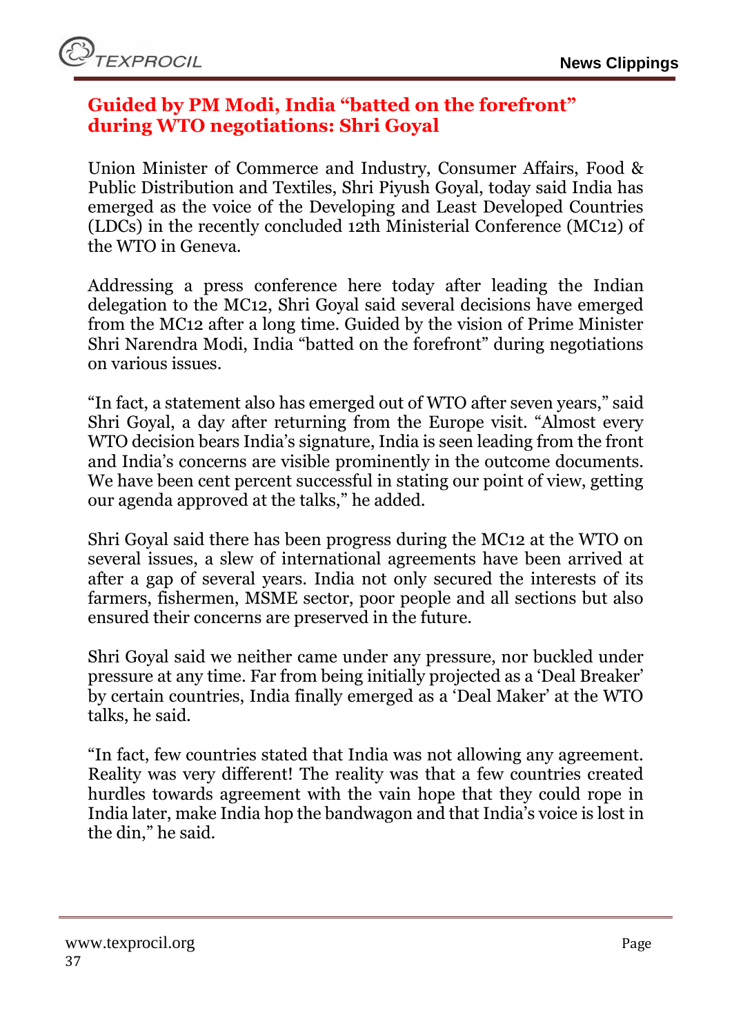## Guided by PM Modi, India "batted on the forefront" during WTO negotiations: Shri Goyal

Union Minister of Commerce and Industry, Consumer Affairs, Food & Public Distribution and Textiles, Shri Piyush Goyal, today said India has emerged as the voice of the Developing and Least Developed Countries (LDCs) in the recently concluded 12th Ministerial Conference (MC12) of the WTO in Geneva.

Addressing a press conference here today after leading the Indian delegation to the MC12, Shri Goyal said several decisions have emerged from the MC12 after a long time. Guided by the vision of Prime Minister Shri Narendra Modi, India "batted on the forefront" during negotiations on various issues.

"In fact, a statement also has emerged out of WTO after seven years," said Shri Goyal, a day after returning from the Europe visit. "Almost every WTO decision bears India's signature, India is seen leading from the front and India's concerns are visible prominently in the outcome documents. We have been cent percent successful in stating our point of view, getting our agenda approved at the talks," he added.

Shri Goyal said there has been progress during the MC12 at the WTO on several issues, a slew of international agreements have been arrived at after a gap of several years. India not only secured the interests of its farmers, fishermen, MSME sector, poor people and all sections but also ensured their concerns are preserved in the future.

Shri Goyal said we neither came under any pressure, nor buckled under pressure at any time. Far from being initially projected as a 'Deal Breaker' by certain countries, India finally emerged as a 'Deal Maker' at the WTO talks, he said.

"In fact, few countries stated that India was not allowing any agreement. Reality was very different! The reality was that a few countries created hurdles towards agreement with the vain hope that they could rope in India later, make India hop the bandwagon and that India's voice is lost in the din," he said.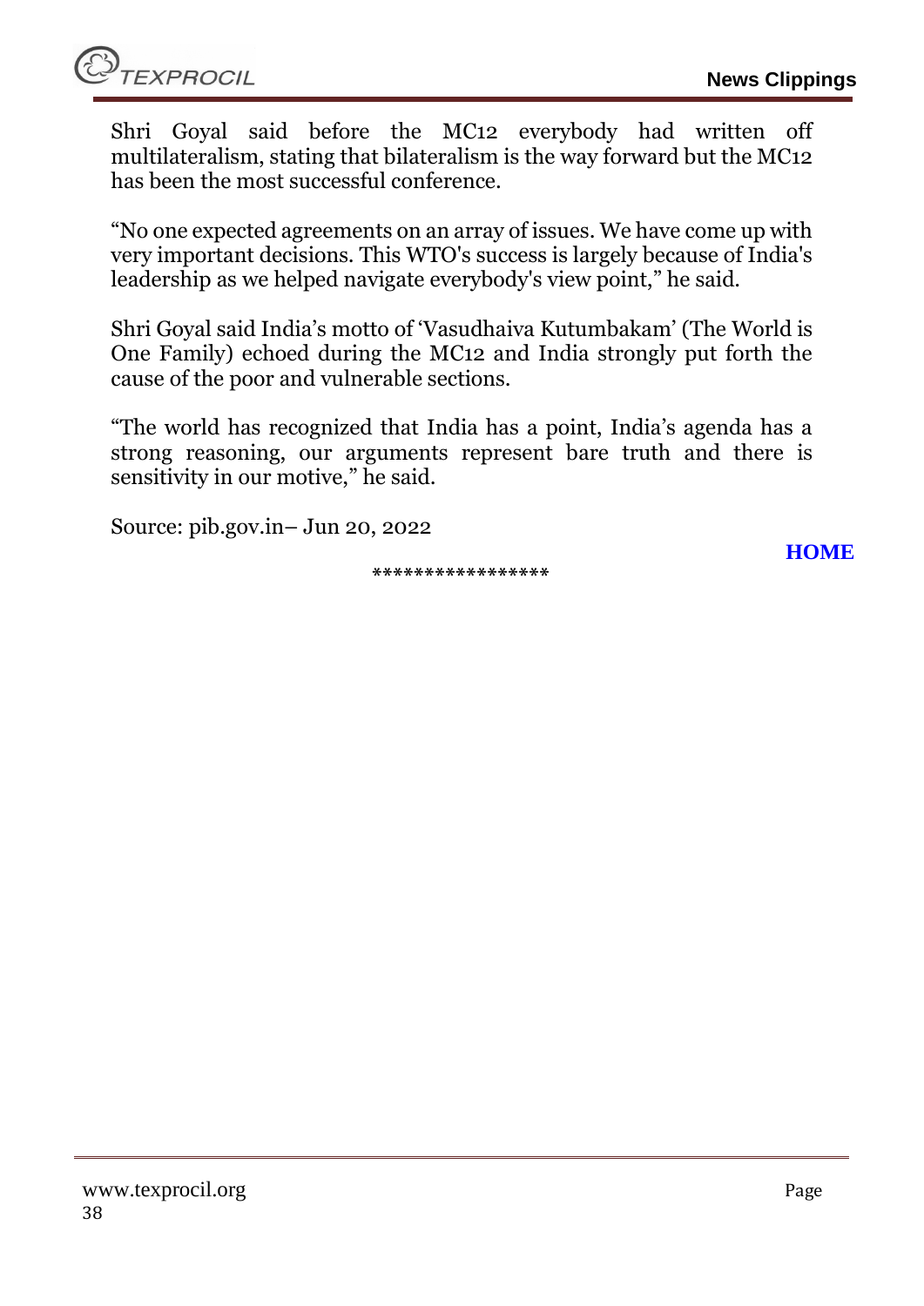Shri Goyal said before the MC12 everybody had written off multilateralism, stating that bilateralism is the way forward but the MC12 has been the most successful conference.

"No one expected agreements on an array of issues. We have come up with very important decisions. This WTO's success is largely because of India's leadership as we helped navigate everybody's view point," he said.

Shri Goyal said India's motto of 'Vasudhaiva Kutumbakam' (The World is One Family) echoed during the MC12 and India strongly put forth the cause of the poor and vulnerable sections.

"The world has recognized that India has a point, India's agenda has a strong reasoning, our arguments represent bare truth and there is sensitivity in our motive," he said.

Source: pib.gov.in– Jun 20, 2022

**HOME**

*****************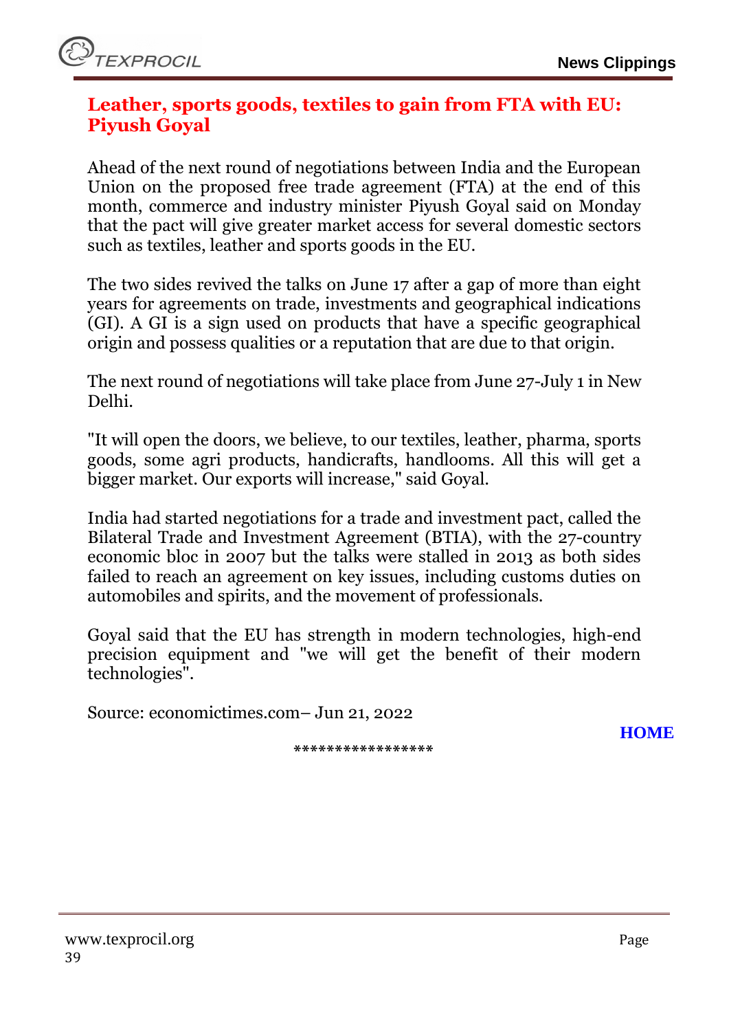## Leather, sports goods, textiles to gain from FTA with EU: Piyush Goyal

Ahead of the next round of negotiations between India and the European Union on the proposed free trade agreement (FTA) at the end of this month, commerce and industry minister Piyush Goyal said on Monday that the pact will give greater market access for several domestic sectors such as textiles, leather and sports goods in the EU.

The two sides revived the talks on June 17 after a gap of more than eight years for agreements on trade, investments and geographical indications (GI). A GI is a sign used on products that have a specific geographical origin and possess qualities or a reputation that are due to that origin.

The next round of negotiations will take place from June 27-July 1 in New Delhi.

"It will open the doors, we believe, to our textiles, leather, pharma, sports goods, some agri products, handicrafts, handlooms. All this will get a bigger market. Our exports will increase," said Goyal.

India had started negotiations for a trade and investment pact, called the Bilateral Trade and Investment Agreement (BTIA), with the 27-country economic bloc in 2007 but the talks were stalled in 2013 as both sides failed to reach an agreement on key issues, including customs duties on automobiles and spirits, and the movement of professionals.

Goyal said that the EU has strength in modern technologies, high-end precision equipment and "we will get the benefit of their modern technologies".

Source: economictimes.com– Jun 21, 2022

**HOME**

*****************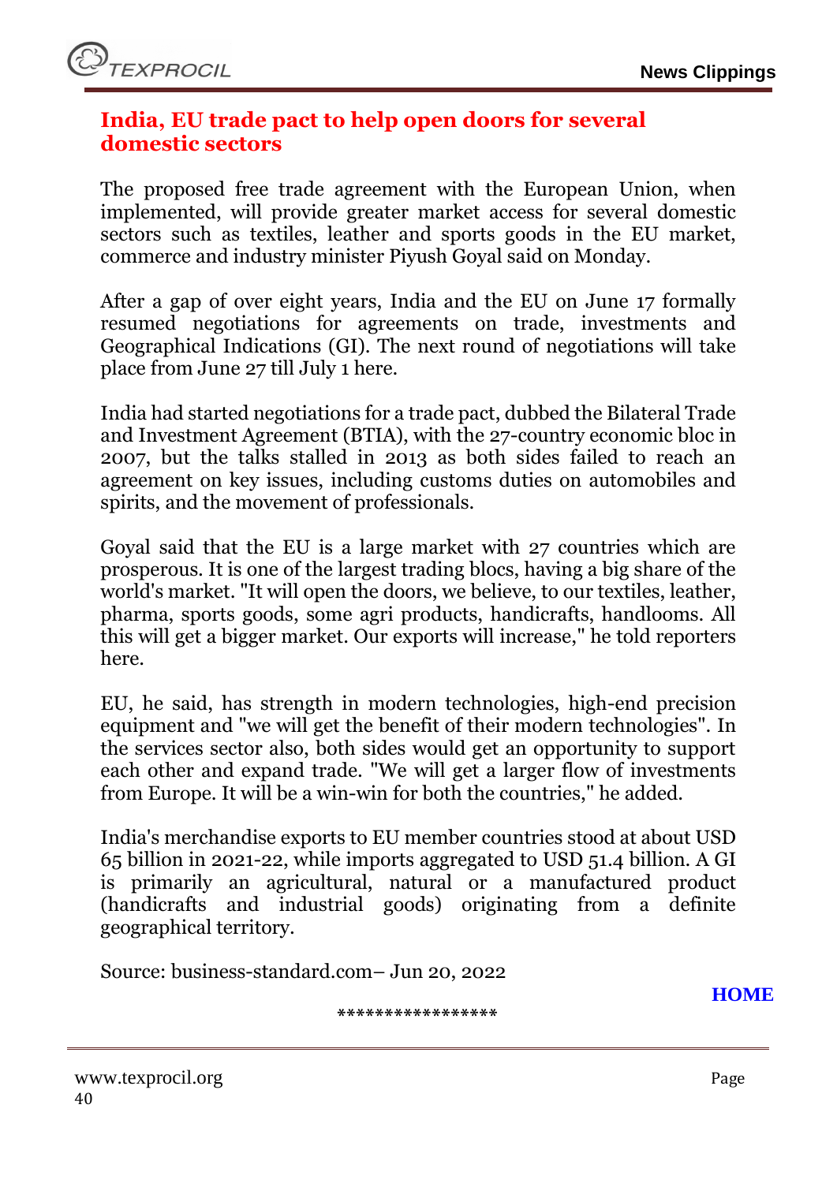## India, EU trade pact to help open doors for several domestic sectors

The proposed free trade agreement with the European Union, when implemented, will provide greater market access for several domestic sectors such as textiles, leather and sports goods in the EU market, commerce and industry minister Piyush Goyal said on Monday.

After a gap of over eight years, India and the EU on June 17 formally resumed negotiations for agreements on trade, investments and Geographical Indications (GI). The next round of negotiations will take place from June 27 till July 1 here.

India had started negotiations for a trade pact, dubbed the Bilateral Trade and Investment Agreement (BTIA), with the 27-country economic bloc in 2007, but the talks stalled in 2013 as both sides failed to reach an agreement on key issues, including customs duties on automobiles and spirits, and the movement of professionals.

Goyal said that the EU is a large market with 27 countries which are prosperous. It is one of the largest trading blocs, having a big share of the world's market. "It will open the doors, we believe, to our textiles, leather, pharma, sports goods, some agri products, handicrafts, handlooms. All this will get a bigger market. Our exports will increase," he told reporters here.

EU, he said, has strength in modern technologies, high-end precision equipment and "we will get the benefit of their modern technologies". In the services sector also, both sides would get an opportunity to support each other and expand trade. "We will get a larger flow of investments from Europe. It will be a win-win for both the countries," he added.

India's merchandise exports to EU member countries stood at about USD 65 billion in 2021-22, while imports aggregated to USD 51.4 billion. A GI is primarily an agricultural, natural or a manufactured product (handicrafts and industrial goods) originating from a definite geographical territory.

Source: business-standard.com– Jun 20, 2022

**HOME**

*****************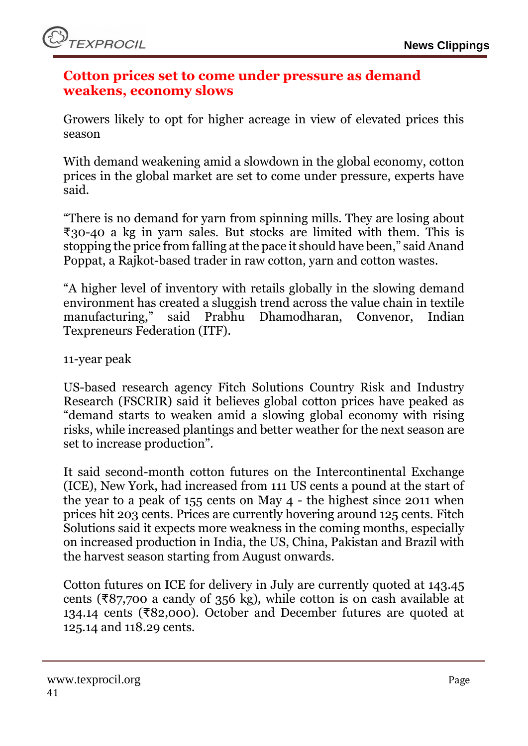## Cotton prices set to come under pressure as demand weakens, economy slows

Growers likely to opt for higher acreage in view of elevated prices this season

With demand weakening amid a slowdown in the global economy, cotton prices in the global market are set to come under pressure, experts have said.

"There is no demand for yarn from spinning mills. They are losing about ₹30-40 a kg in yarn sales. But stocks are limited with them. This is stopping the price from falling at the pace it should have been," said Anand Poppat, a Rajkot-based trader in raw cotton, yarn and cotton wastes.

"A higher level of inventory with retails globally in the slowing demand environment has created a sluggish trend across the value chain in textile manufacturing," said Prabhu Dhamodharan, Convenor, Indian Texpreneurs Federation (ITF).

11-year peak

US-based research agency Fitch Solutions Country Risk and Industry Research (FSCRIR) said it believes global cotton prices have peaked as "demand starts to weaken amid a slowing global economy with rising risks, while increased plantings and better weather for the next season are set to increase production".

It said second-month cotton futures on the Intercontinental Exchange (ICE), New York, had increased from 111 US cents a pound at the start of the year to a peak of 155 cents on May 4 - the highest since 2011 when prices hit 203 cents. Prices are currently hovering around 125 cents. Fitch Solutions said it expects more weakness in the coming months, especially on increased production in India, the US, China, Pakistan and Brazil with the harvest season starting from August onwards.

Cotton futures on ICE for delivery in July are currently quoted at 143.45 cents (₹87,700 a candy of 356 kg), while cotton is on cash available at 134.14 cents (₹82,000). October and December futures are quoted at 125.14 and 118.29 cents.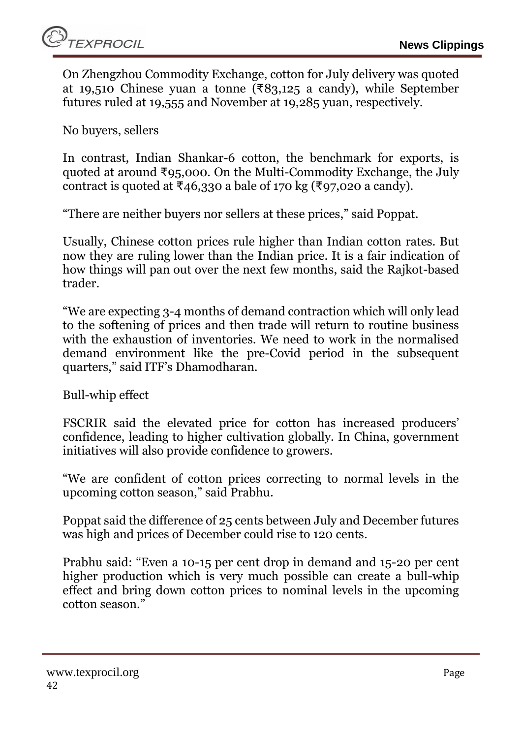On Zhengzhou Commodity Exchange, cotton for July delivery was quoted at 19,510 Chinese yuan a tonne (₹83,125 a candy), while September futures ruled at 19,555 and November at 19,285 yuan, respectively.

### No buyers, sellers

In contrast, Indian Shankar-6 cotton, the benchmark for exports, is quoted at around ₹95,000. On the Multi-Commodity Exchange, the July contract is quoted at ₹46,330 a bale of 170 kg (₹97,020 a candy).

"There are neither buyers nor sellers at these prices," said Poppat.

Usually, Chinese cotton prices rule higher than Indian cotton rates. But now they are ruling lower than the Indian price. It is a fair indication of how things will pan out over the next few months, said the Rajkot-based trader.

"We are expecting 3-4 months of demand contraction which will only lead to the softening of prices and then trade will return to routine business with the exhaustion of inventories. We need to work in the normalised demand environment like the pre-Covid period in the subsequent quarters," said ITF's Dhamodharan.

### Bull-whip effect

FSCRIR said the elevated price for cotton has increased producers' confidence, leading to higher cultivation globally. In China, government initiatives will also provide confidence to growers.

"We are confident of cotton prices correcting to normal levels in the upcoming cotton season," said Prabhu.

Poppat said the difference of 25 cents between July and December futures was high and prices of December could rise to 120 cents.

Prabhu said: "Even a 10-15 per cent drop in demand and 15-20 per cent higher production which is very much possible can create a bull-whip effect and bring down cotton prices to nominal levels in the upcoming cotton season."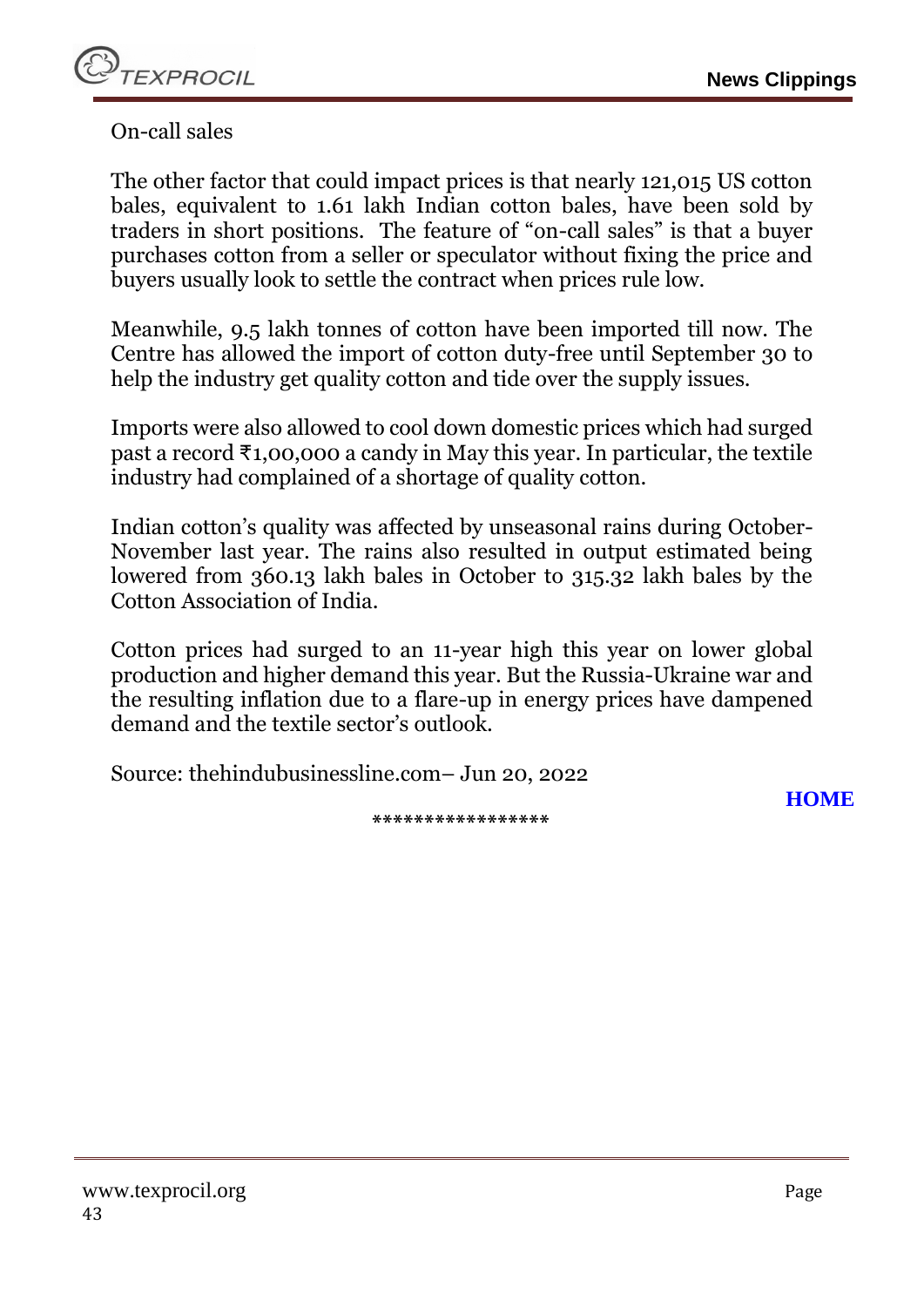On-call sales

The other factor that could impact prices is that nearly 121,015 US cotton bales, equivalent to 1.61 lakh Indian cotton bales, have been sold by traders in short positions. The feature of "on-call sales" is that a buyer purchases cotton from a seller or speculator without fixing the price and buyers usually look to settle the contract when prices rule low.

Meanwhile, 9.5 lakh tonnes of cotton have been imported till now. The Centre has allowed the import of cotton duty-free until September 30 to help the industry get quality cotton and tide over the supply issues.

Imports were also allowed to cool down domestic prices which had surged past a record ₹1,00,000 a candy in May this year. In particular, the textile industry had complained of a shortage of quality cotton.

Indian cotton's quality was affected by unseasonal rains during October-November last year. The rains also resulted in output estimated being lowered from 360.13 lakh bales in October to 315.32 lakh bales by the Cotton Association of India.

Cotton prices had surged to an 11-year high this year on lower global production and higher demand this year. But the Russia-Ukraine war and the resulting inflation due to a flare-up in energy prices have dampened demand and the textile sector's outlook.

Source: thehindubusinessline.com– Jun 20, 2022

**HOME**

*****************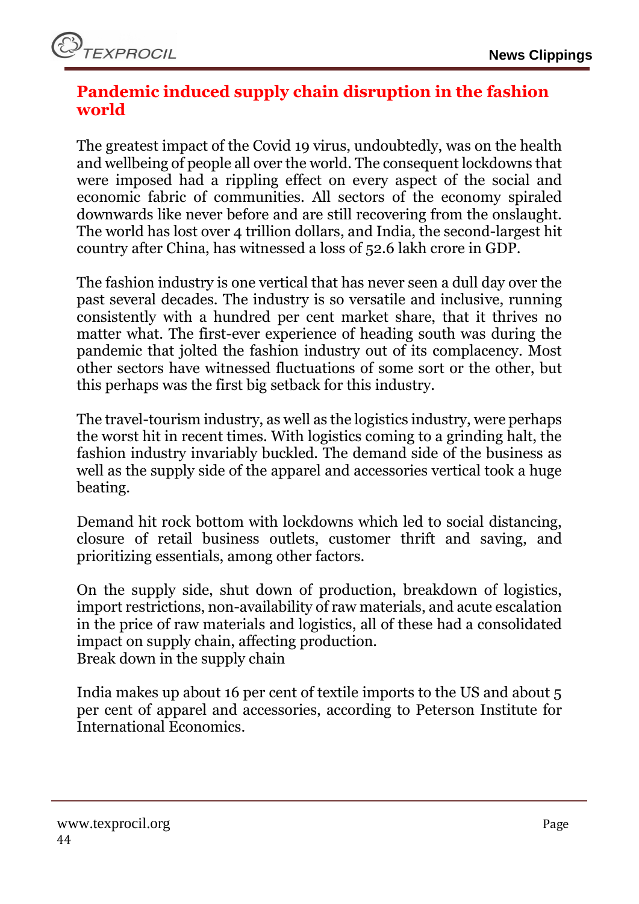## Pandemic induced supply chain disruption in the fashion world

The greatest impact of the Covid 19 virus, undoubtedly, was on the health and wellbeing of people all over the world. The consequent lockdowns that were imposed had a rippling effect on every aspect of the social and economic fabric of communities. All sectors of the economy spiraled downwards like never before and are still recovering from the onslaught. The world has lost over 4 trillion dollars, and India, the second-largest hit country after China, has witnessed a loss of 52.6 lakh crore in GDP.

The fashion industry is one vertical that has never seen a dull day over the past several decades. The industry is so versatile and inclusive, running consistently with a hundred per cent market share, that it thrives no matter what. The first-ever experience of heading south was during the pandemic that jolted the fashion industry out of its complacency. Most other sectors have witnessed fluctuations of some sort or the other, but this perhaps was the first big setback for this industry.

The travel-tourism industry, as well as the logistics industry, were perhaps the worst hit in recent times. With logistics coming to a grinding halt, the fashion industry invariably buckled. The demand side of the business as well as the supply side of the apparel and accessories vertical took a huge beating.

Demand hit rock bottom with lockdowns which led to social distancing, closure of retail business outlets, customer thrift and saving, and prioritizing essentials, among other factors.

On the supply side, shut down of production, breakdown of logistics, import restrictions, non-availability of raw materials, and acute escalation in the price of raw materials and logistics, all of these had a consolidated impact on supply chain, affecting production.

Break down in the supply chain

India makes up about 16 per cent of textile imports to the US and about 5 per cent of apparel and accessories, according to Peterson Institute for International Economics.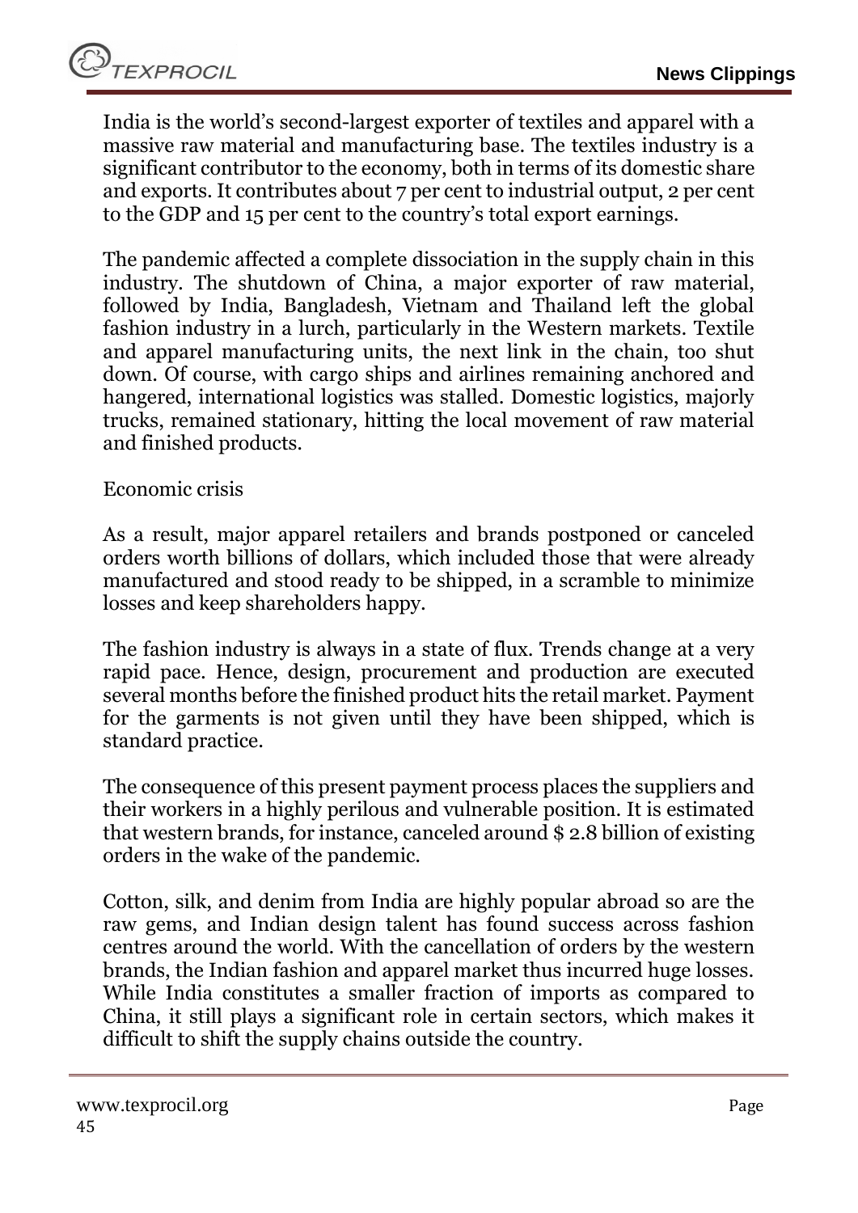India is the world's second-largest exporter of textiles and apparel with a massive raw material and manufacturing base. The textiles industry is a significant contributor to the economy, both in terms of its domestic share and exports. It contributes about 7 per cent to industrial output, 2 per cent to the GDP and 15 per cent to the country's total export earnings.

The pandemic affected a complete dissociation in the supply chain in this industry. The shutdown of China, a major exporter of raw material, followed by India, Bangladesh, Vietnam and Thailand left the global fashion industry in a lurch, particularly in the Western markets. Textile and apparel manufacturing units, the next link in the chain, too shut down. Of course, with cargo ships and airlines remaining anchored and hangered, international logistics was stalled. Domestic logistics, majorly trucks, remained stationary, hitting the local movement of raw material and finished products.

Economic crisis

As a result, major apparel retailers and brands postponed or canceled orders worth billions of dollars, which included those that were already manufactured and stood ready to be shipped, in a scramble to minimize losses and keep shareholders happy.

The fashion industry is always in a state of flux. Trends change at a very rapid pace. Hence, design, procurement and production are executed several months before the finished product hits the retail market. Payment for the garments is not given until they have been shipped, which is standard practice.

The consequence of this present payment process places the suppliers and their workers in a highly perilous and vulnerable position. It is estimated that western brands, for instance, canceled around $ 2.8 billion of existing orders in the wake of the pandemic.

Cotton, silk, and denim from India are highly popular abroad so are the raw gems, and Indian design talent has found success across fashion centres around the world. With the cancellation of orders by the western brands, the Indian fashion and apparel market thus incurred huge losses. While India constitutes a smaller fraction of imports as compared to China, it still plays a significant role in certain sectors, which makes it difficult to shift the supply chains outside the country.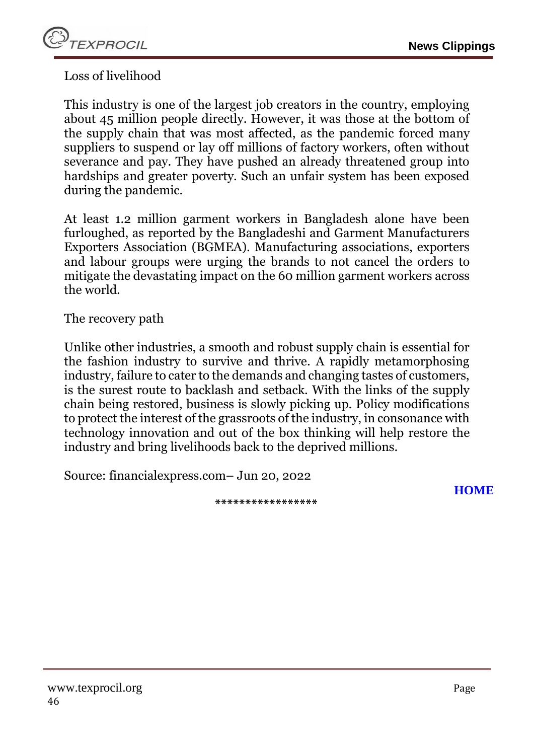Loss of livelihood

This industry is one of the largest job creators in the country, employing about 45 million people directly. However, it was those at the bottom of the supply chain that was most affected, as the pandemic forced many suppliers to suspend or lay off millions of factory workers, often without severance and pay. They have pushed an already threatened group into hardships and greater poverty. Such an unfair system has been exposed during the pandemic.

At least 1.2 million garment workers in Bangladesh alone have been furloughed, as reported by the Bangladeshi and Garment Manufacturers Exporters Association (BGMEA). Manufacturing associations, exporters and labour groups were urging the brands to not cancel the orders to mitigate the devastating impact on the 60 million garment workers across the world.

The recovery path

Unlike other industries, a smooth and robust supply chain is essential for the fashion industry to survive and thrive. A rapidly metamorphosing industry, failure to cater to the demands and changing tastes of customers, is the surest route to backlash and setback. With the links of the supply chain being restored, business is slowly picking up. Policy modifications to protect the interest of the grassroots of the industry, in consonance with technology innovation and out of the box thinking will help restore the industry and bring livelihoods back to the deprived millions.

Source: financialexpress.com– Jun 20, 2022

**HOME**

*****************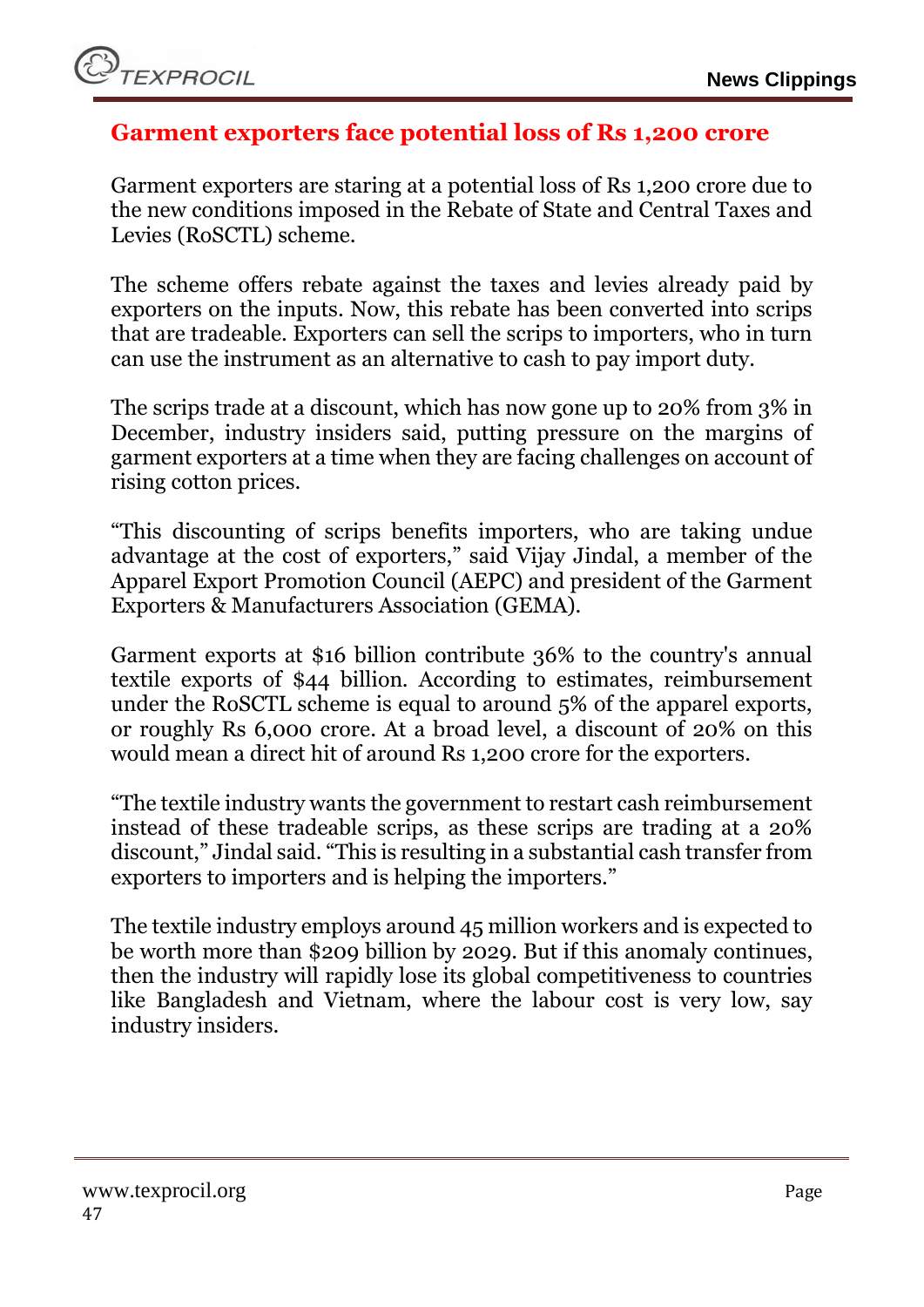## Garment exporters face potential loss of Rs 1,200 crore

Garment exporters are staring at a potential loss of Rs 1,200 crore due to the new conditions imposed in the Rebate of State and Central Taxes and Levies (RoSCTL) scheme.

The scheme offers rebate against the taxes and levies already paid by exporters on the inputs. Now, this rebate has been converted into scrips that are tradeable. Exporters can sell the scrips to importers, who in turn can use the instrument as an alternative to cash to pay import duty.

The scrips trade at a discount, which has now gone up to 20% from 3% in December, industry insiders said, putting pressure on the margins of garment exporters at a time when they are facing challenges on account of rising cotton prices.

"This discounting of scrips benefits importers, who are taking undue advantage at the cost of exporters," said Vijay Jindal, a member of the Apparel Export Promotion Council (AEPC) and president of the Garment Exporters & Manufacturers Association (GEMA).

Garment exports at $16 billion contribute 36% to the country's annual textile exports of $44 billion. According to estimates, reimbursement under the RoSCTL scheme is equal to around 5% of the apparel exports, or roughly Rs 6,000 crore. At a broad level, a discount of 20% on this would mean a direct hit of around Rs 1,200 crore for the exporters.

"The textile industry wants the government to restart cash reimbursement instead of these tradeable scrips, as these scrips are trading at a 20% discount," Jindal said. "This is resulting in a substantial cash transfer from exporters to importers and is helping the importers."

The textile industry employs around 45 million workers and is expected to be worth more than $209 billion by 2029. But if this anomaly continues, then the industry will rapidly lose its global competitiveness to countries like Bangladesh and Vietnam, where the labour cost is very low, say industry insiders.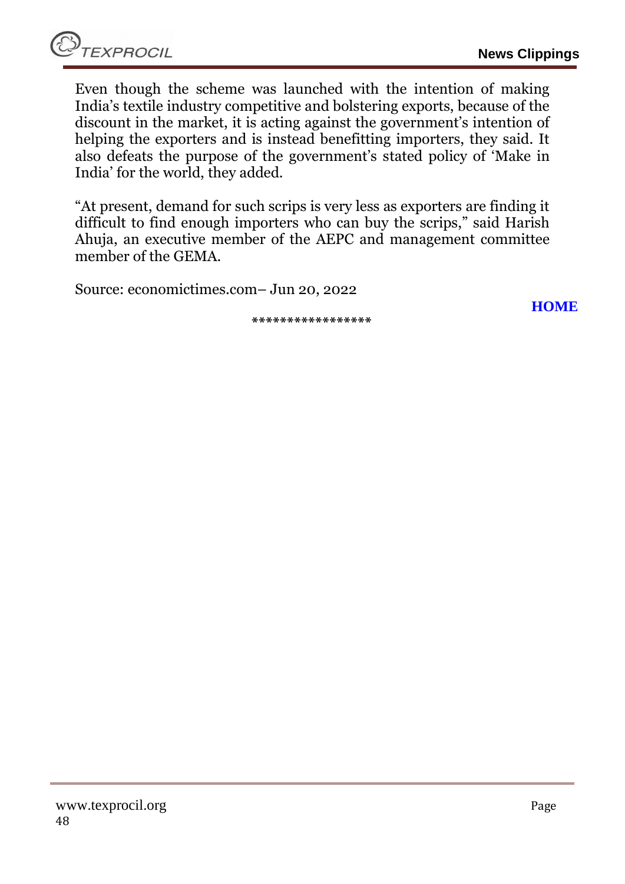Even though the scheme was launched with the intention of making India's textile industry competitive and bolstering exports, because of the discount in the market, it is acting against the government's intention of helping the exporters and is instead benefitting importers, they said. It also defeats the purpose of the government's stated policy of 'Make in India' for the world, they added.

"At present, demand for such scrips is very less as exporters are finding it difficult to find enough importers who can buy the scrips," said Harish Ahuja, an executive member of the AEPC and management committee member of the GEMA.

Source: economictimes.com– Jun 20, 2022

**HOME**

*****************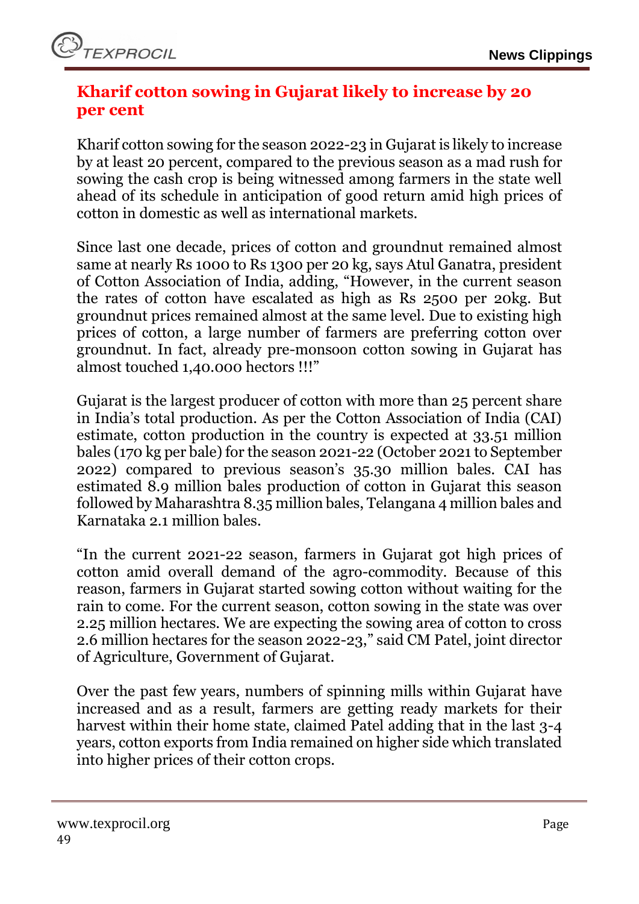## Kharif cotton sowing in Gujarat likely to increase by 20 per cent

Kharif cotton sowing for the season 2022-23 in Gujarat is likely to increase by at least 20 percent, compared to the previous season as a mad rush for sowing the cash crop is being witnessed among farmers in the state well ahead of its schedule in anticipation of good return amid high prices of cotton in domestic as well as international markets.

Since last one decade, prices of cotton and groundnut remained almost same at nearly Rs 1000 to Rs 1300 per 20 kg, says Atul Ganatra, president of Cotton Association of India, adding, "However, in the current season the rates of cotton have escalated as high as Rs 2500 per 20kg. But groundnut prices remained almost at the same level. Due to existing high prices of cotton, a large number of farmers are preferring cotton over groundnut. In fact, already pre-monsoon cotton sowing in Gujarat has almost touched 1,40.000 hectors !!!"

Gujarat is the largest producer of cotton with more than 25 percent share in India's total production. As per the Cotton Association of India (CAI) estimate, cotton production in the country is expected at 33.51 million bales (170 kg per bale) for the season 2021-22 (October 2021 to September 2022) compared to previous season's 35.30 million bales. CAI has estimated 8.9 million bales production of cotton in Gujarat this season followed by Maharashtra 8.35 million bales, Telangana 4 million bales and Karnataka 2.1 million bales.

"In the current 2021-22 season, farmers in Gujarat got high prices of cotton amid overall demand of the agro-commodity. Because of this reason, farmers in Gujarat started sowing cotton without waiting for the rain to come. For the current season, cotton sowing in the state was over 2.25 million hectares. We are expecting the sowing area of cotton to cross 2.6 million hectares for the season 2022-23," said CM Patel, joint director of Agriculture, Government of Gujarat.

Over the past few years, numbers of spinning mills within Gujarat have increased and as a result, farmers are getting ready markets for their harvest within their home state, claimed Patel adding that in the last 3-4 years, cotton exports from India remained on higher side which translated into higher prices of their cotton crops.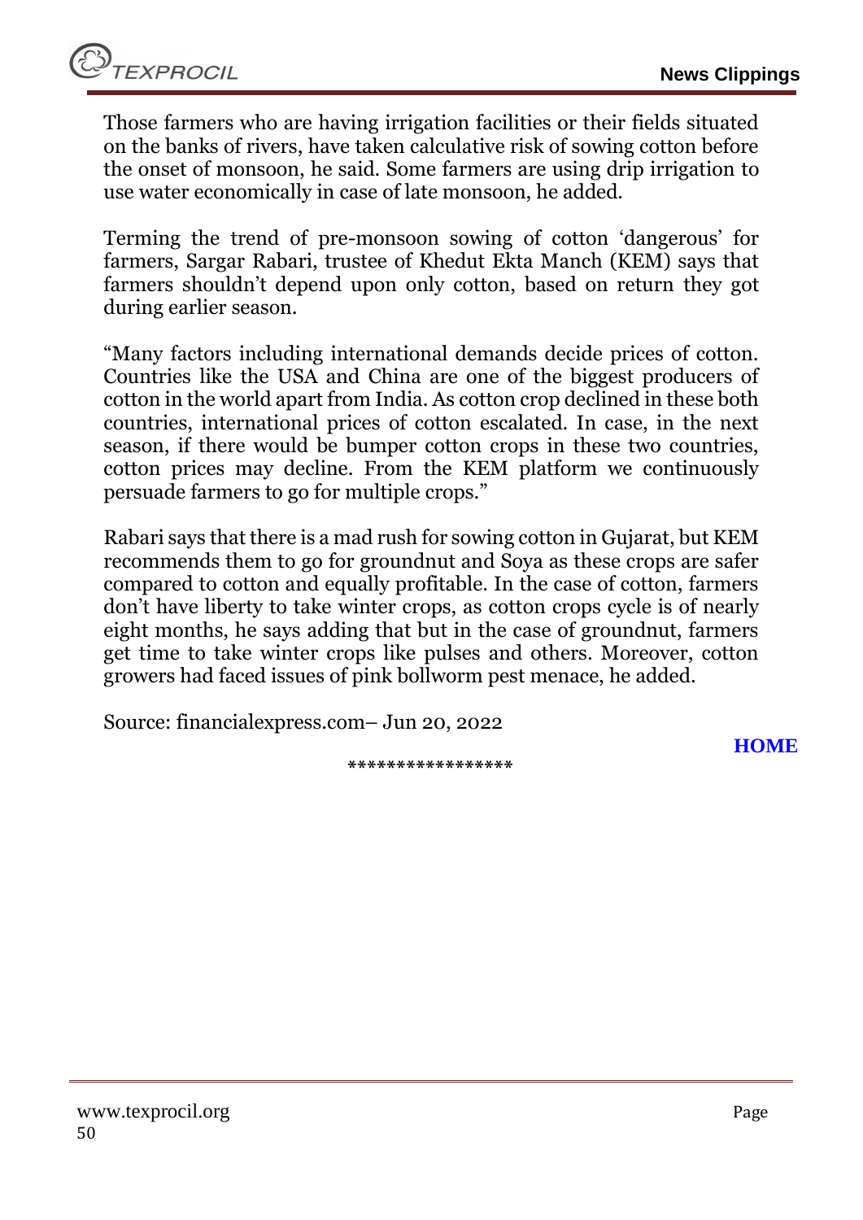Those farmers who are having irrigation facilities or their fields situated on the banks of rivers, have taken calculative risk of sowing cotton before the onset of monsoon, he said. Some farmers are using drip irrigation to use water economically in case of late monsoon, he added.

Terming the trend of pre-monsoon sowing of cotton 'dangerous' for farmers, Sargar Rabari, trustee of Khedut Ekta Manch (KEM) says that farmers shouldn't depend upon only cotton, based on return they got during earlier season.

"Many factors including international demands decide prices of cotton. Countries like the USA and China are one of the biggest producers of cotton in the world apart from India. As cotton crop declined in these both countries, international prices of cotton escalated. In case, in the next season, if there would be bumper cotton crops in these two countries, cotton prices may decline. From the KEM platform we continuously persuade farmers to go for multiple crops."

Rabari says that there is a mad rush for sowing cotton in Gujarat, but KEM recommends them to go for groundnut and Soya as these crops are safer compared to cotton and equally profitable. In the case of cotton, farmers don't have liberty to take winter crops, as cotton crops cycle is of nearly eight months, he says adding that but in the case of groundnut, farmers get time to take winter crops like pulses and others. Moreover, cotton growers had faced issues of pink bollworm pest menace, he added.

Source: financialexpress.com– Jun 20, 2022

**HOME**

*****************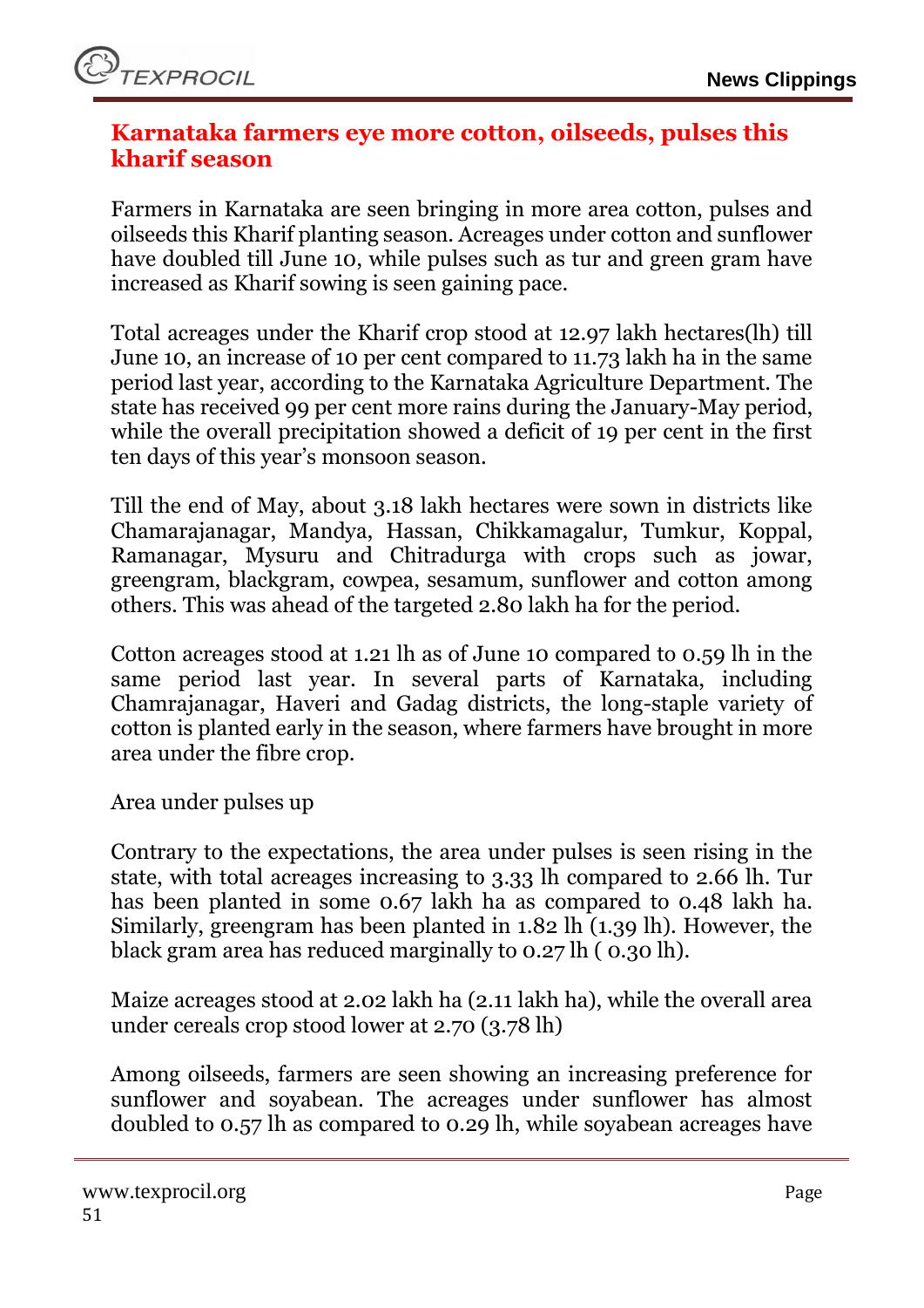## Karnataka farmers eye more cotton, oilseeds, pulses this kharif season

Farmers in Karnataka are seen bringing in more area cotton, pulses and oilseeds this Kharif planting season. Acreages under cotton and sunflower have doubled till June 10, while pulses such as tur and green gram have increased as Kharif sowing is seen gaining pace.

Total acreages under the Kharif crop stood at 12.97 lakh hectares(lh) till June 10, an increase of 10 per cent compared to 11.73 lakh ha in the same period last year, according to the Karnataka Agriculture Department. The state has received 99 per cent more rains during the January-May period, while the overall precipitation showed a deficit of 19 per cent in the first ten days of this year's monsoon season.

Till the end of May, about 3.18 lakh hectares were sown in districts like Chamarajanagar, Mandya, Hassan, Chikkamagalur, Tumkur, Koppal, Ramanagar, Mysuru and Chitradurga with crops such as jowar, greengram, blackgram, cowpea, sesamum, sunflower and cotton among others. This was ahead of the targeted 2.80 lakh ha for the period.

Cotton acreages stood at 1.21 lh as of June 10 compared to 0.59 lh in the same period last year. In several parts of Karnataka, including Chamrajanagar, Haveri and Gadag districts, the long-staple variety of cotton is planted early in the season, where farmers have brought in more area under the fibre crop.

Area under pulses up

Contrary to the expectations, the area under pulses is seen rising in the state, with total acreages increasing to 3.33 lh compared to 2.66 lh. Tur has been planted in some 0.67 lakh ha as compared to 0.48 lakh ha. Similarly, greengram has been planted in 1.82 lh (1.39 lh). However, the black gram area has reduced marginally to 0.27 lh ( 0.30 lh).

Maize acreages stood at 2.02 lakh ha (2.11 lakh ha), while the overall area under cereals crop stood lower at 2.70 (3.78 lh)

Among oilseeds, farmers are seen showing an increasing preference for sunflower and soyabean. The acreages under sunflower has almost doubled to 0.57 lh as compared to 0.29 lh, while soyabean acreages have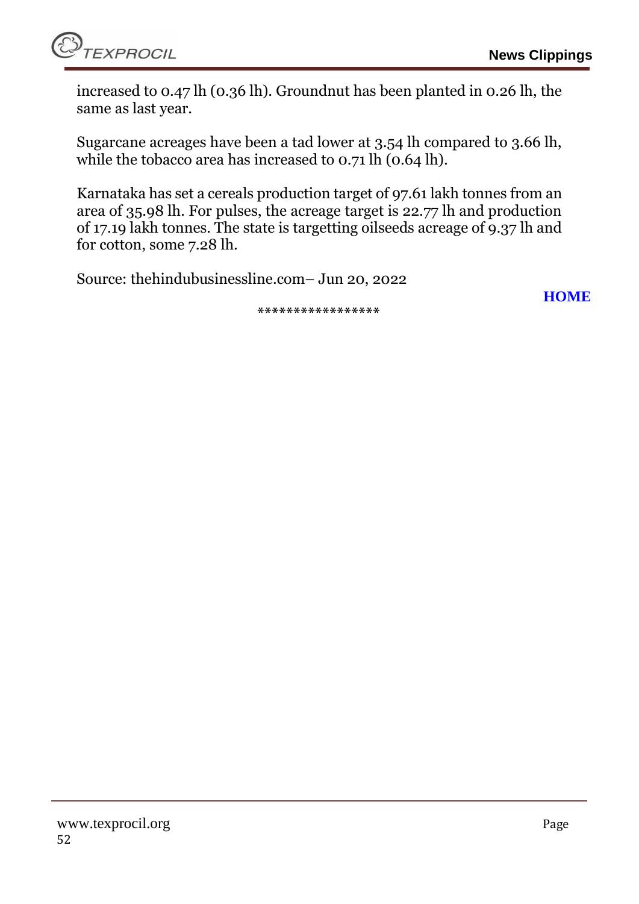increased to 0.47 lh (0.36 lh). Groundnut has been planted in 0.26 lh, the same as last year.

Sugarcane acreages have been a tad lower at 3.54 lh compared to 3.66 lh, while the tobacco area has increased to 0.71 lh (0.64 lh).

Karnataka has set a cereals production target of 97.61 lakh tonnes from an area of 35.98 lh. For pulses, the acreage target is 22.77 lh and production of 17.19 lakh tonnes. The state is targetting oilseeds acreage of 9.37 lh and for cotton, some 7.28 lh.

Source: thehindubusinessline.com– Jun 20, 2022

**HOME**

*****************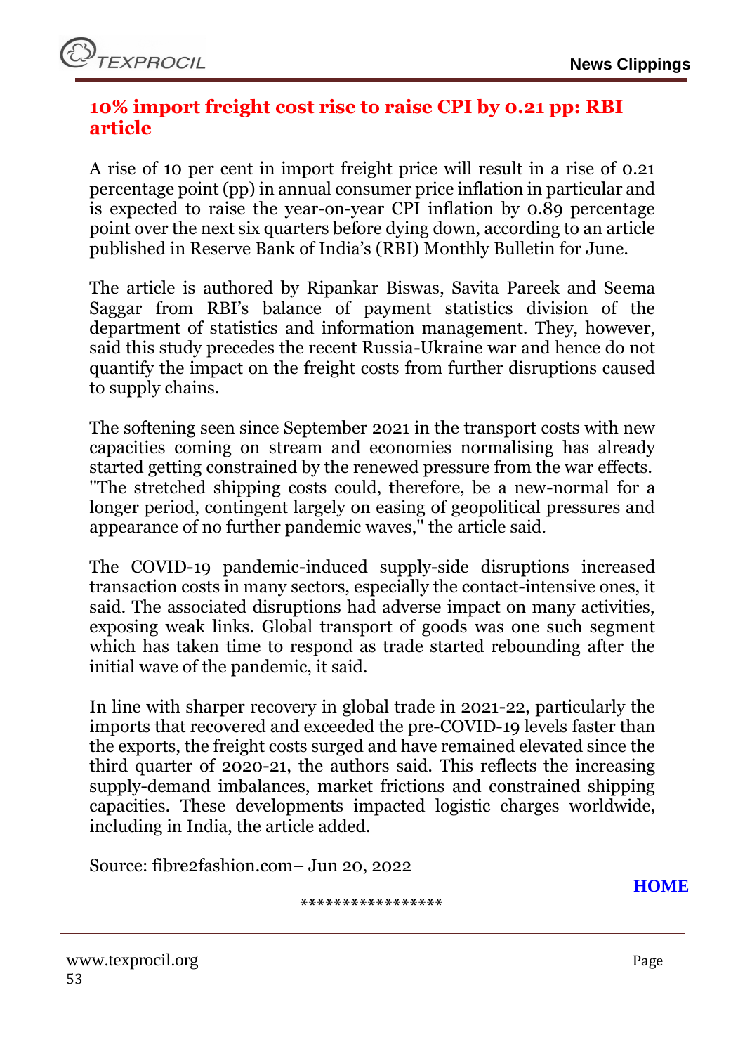## 10% import freight cost rise to raise CPI by 0.21 pp: RBI article

A rise of 10 per cent in import freight price will result in a rise of 0.21 percentage point (pp) in annual consumer price inflation in particular and is expected to raise the year-on-year CPI inflation by 0.89 percentage point over the next six quarters before dying down, according to an article published in Reserve Bank of India's (RBI) Monthly Bulletin for June.

The article is authored by Ripankar Biswas, Savita Pareek and Seema Saggar from RBI's balance of payment statistics division of the department of statistics and information management. They, however, said this study precedes the recent Russia-Ukraine war and hence do not quantify the impact on the freight costs from further disruptions caused to supply chains.

The softening seen since September 2021 in the transport costs with new capacities coming on stream and economies normalising has already started getting constrained by the renewed pressure from the war effects. "The stretched shipping costs could, therefore, be a new-normal for a longer period, contingent largely on easing of geopolitical pressures and appearance of no further pandemic waves," the article said.

The COVID-19 pandemic-induced supply-side disruptions increased transaction costs in many sectors, especially the contact-intensive ones, it said. The associated disruptions had adverse impact on many activities, exposing weak links. Global transport of goods was one such segment which has taken time to respond as trade started rebounding after the initial wave of the pandemic, it said.

In line with sharper recovery in global trade in 2021-22, particularly the imports that recovered and exceeded the pre-COVID-19 levels faster than the exports, the freight costs surged and have remained elevated since the third quarter of 2020-21, the authors said. This reflects the increasing supply-demand imbalances, market frictions and constrained shipping capacities. These developments impacted logistic charges worldwide, including in India, the article added.

Source: fibre2fashion.com– Jun 20, 2022

**HOME**

*****************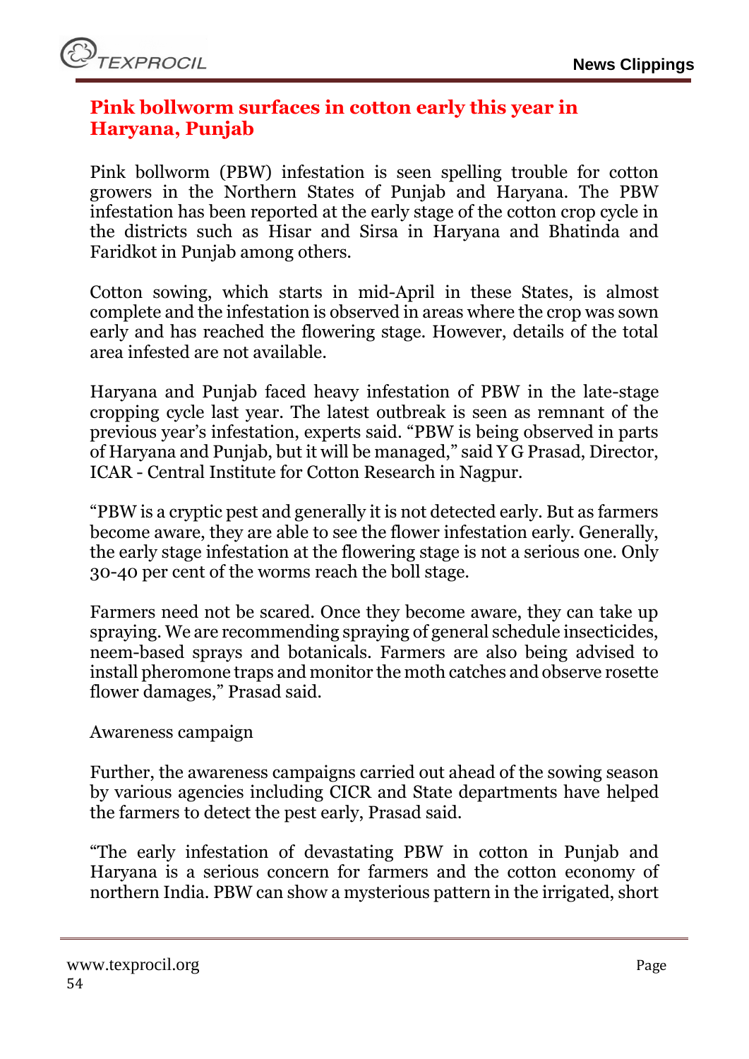## Pink bollworm surfaces in cotton early this year in Haryana, Punjab

Pink bollworm (PBW) infestation is seen spelling trouble for cotton growers in the Northern States of Punjab and Haryana. The PBW infestation has been reported at the early stage of the cotton crop cycle in the districts such as Hisar and Sirsa in Haryana and Bhatinda and Faridkot in Punjab among others.

Cotton sowing, which starts in mid-April in these States, is almost complete and the infestation is observed in areas where the crop was sown early and has reached the flowering stage. However, details of the total area infested are not available.

Haryana and Punjab faced heavy infestation of PBW in the late-stage cropping cycle last year. The latest outbreak is seen as remnant of the previous year's infestation, experts said. "PBW is being observed in parts of Haryana and Punjab, but it will be managed," said Y G Prasad, Director, ICAR - Central Institute for Cotton Research in Nagpur.

"PBW is a cryptic pest and generally it is not detected early. But as farmers become aware, they are able to see the flower infestation early. Generally, the early stage infestation at the flowering stage is not a serious one. Only 30-40 per cent of the worms reach the boll stage.

Farmers need not be scared. Once they become aware, they can take up spraying. We are recommending spraying of general schedule insecticides, neem-based sprays and botanicals. Farmers are also being advised to install pheromone traps and monitor the moth catches and observe rosette flower damages," Prasad said.

Awareness campaign

Further, the awareness campaigns carried out ahead of the sowing season by various agencies including CICR and State departments have helped the farmers to detect the pest early, Prasad said.

"The early infestation of devastating PBW in cotton in Punjab and Haryana is a serious concern for farmers and the cotton economy of northern India. PBW can show a mysterious pattern in the irrigated, short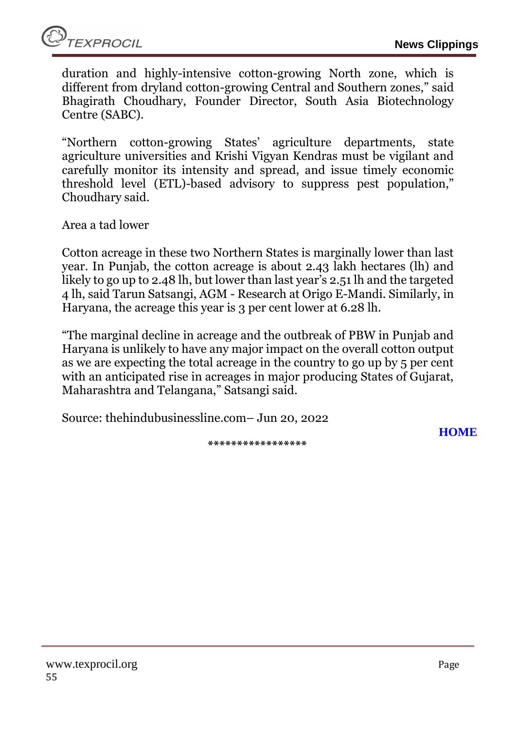duration and highly-intensive cotton-growing North zone, which is different from dryland cotton-growing Central and Southern zones," said Bhagirath Choudhary, Founder Director, South Asia Biotechnology Centre (SABC).

"Northern cotton-growing States' agriculture departments, state agriculture universities and Krishi Vigyan Kendras must be vigilant and carefully monitor its intensity and spread, and issue timely economic threshold level (ETL)-based advisory to suppress pest population," Choudhary said.

Area a tad lower

Cotton acreage in these two Northern States is marginally lower than last year. In Punjab, the cotton acreage is about 2.43 lakh hectares (lh) and likely to go up to 2.48 lh, but lower than last year's 2.51 lh and the targeted 4 lh, said Tarun Satsangi, AGM - Research at Origo E-Mandi. Similarly, in Haryana, the acreage this year is 3 per cent lower at 6.28 lh.

"The marginal decline in acreage and the outbreak of PBW in Punjab and Haryana is unlikely to have any major impact on the overall cotton output as we are expecting the total acreage in the country to go up by 5 per cent with an anticipated rise in acreages in major producing States of Gujarat, Maharashtra and Telangana," Satsangi said.

Source: thehindubusinessline.com– Jun 20, 2022

**HOME**

*****************